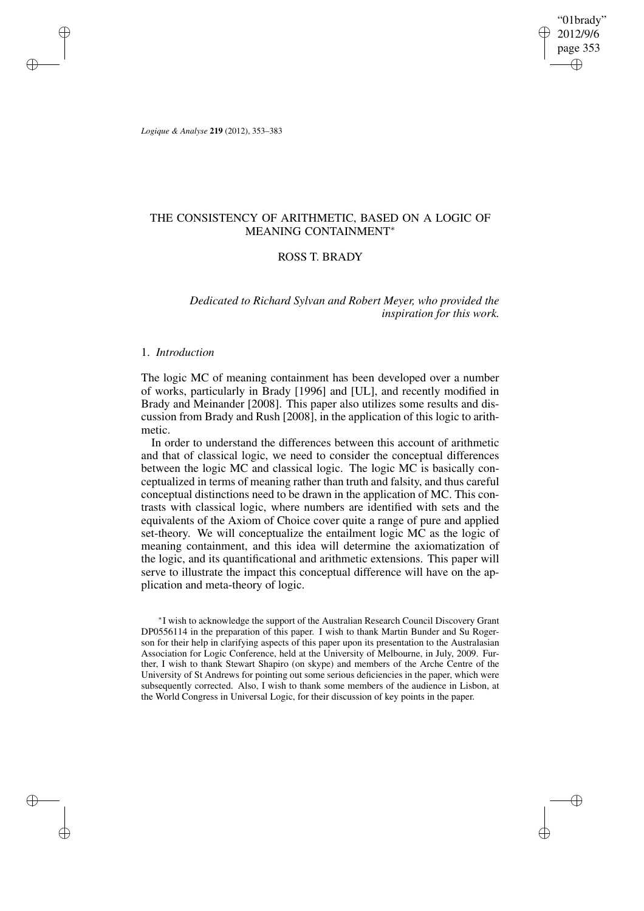# THE CONSISTENCY OF ARITHMETIC, BASED ON A LOGIC OF MEANING CONTAINMENT*

## ROSS T. BRADY

*Dedicated to Richard Sylvan and Robert Meyer, who provided the inspiration for this work.*

### 1. *Introduction*

The logic MC of meaning containment has been developed over a number of works, particularly in Brady [1996] and [UL], and recently modified in Brady and Meinander [2008]. This paper also utilizes some results and discussion from Brady and Rush [2008], in the application of this logic to arithmetic.

In order to understand the differences between this account of arithmetic and that of classical logic, we need to consider the conceptual differences between the logic MC and classical logic. The logic MC is basically conceptualized in terms of meaning rather than truth and falsity, and thus careful conceptual distinctions need to be drawn in the application of MC. This contrasts with classical logic, where numbers are identified with sets and the equivalents of the Axiom of Choice cover quite a range of pure and applied set-theory. We will conceptualize the entailment logic MC as the logic of meaning containment, and this idea will determine the axiomatization of the logic, and its quantificational and arithmetic extensions. This paper will serve to illustrate the impact this conceptual difference will have on the application and meta-theory of logic.

*I wish to acknowledge the support of the Australian Research Council Discovery Grant DP0556114 in the preparation of this paper. I wish to thank Martin Bunder and Su Rogerson for their help in clarifying aspects of this paper upon its presentation to the Australasian Association for Logic Conference, held at the University of Melbourne, in July, 2009. Further, I wish to thank Stewart Shapiro (on skype) and members of the Arche Centre of the University of St Andrews for pointing out some serious deficiencies in the paper, which were subsequently corrected. Also, I wish to thank some members of the audience in Lisbon, at the World Congress in Universal Logic, for their discussion of key points in the paper.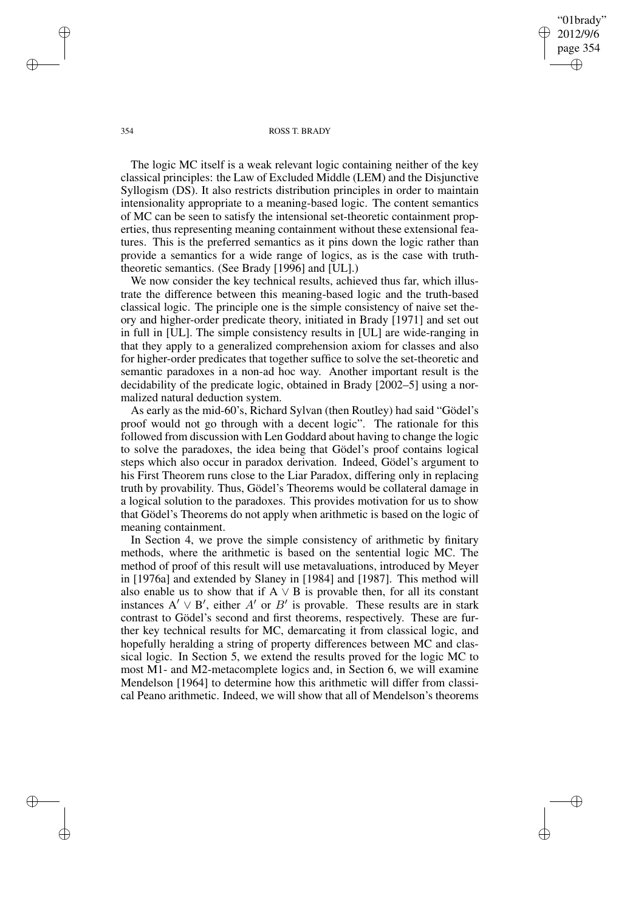The logic MC itself is a weak relevant logic containing neither of the key classical principles: the Law of Excluded Middle (LEM) and the Disjunctive Syllogism (DS). It also restricts distribution principles in order to maintain intensionality appropriate to a meaning-based logic. The content semantics of MC can be seen to satisfy the intensional set-theoretic containment properties, thus representing meaning containment without these extensional features. This is the preferred semantics as it pins down the logic rather than provide a semantics for a wide range of logics, as is the case with truth-theoretic semantics. (See Brady [1996] and [UL].)

We now consider the key technical results, achieved thus far, which illustrate the difference between this meaning-based logic and the truth-based classical logic. The principle one is the simple consistency of naive set theory and higher-order predicate theory, initiated in Brady [1971] and set out in full in [UL]. The simple consistency results in [UL] are wide-ranging in that they apply to a generalized comprehension axiom for classes and also for higher-order predicates that together suffice to solve the set-theoretic and semantic paradoxes in a non-ad hoc way. Another important result is the decidability of the predicate logic, obtained in Brady [2002–5] using a normalized natural deduction system.

As early as the mid-60's, Richard Sylvan (then Routley) had said "Gödel's proof would not go through with a decent logic". The rationale for this followed from discussion with Len Goddard about having to change the logic to solve the paradoxes, the idea being that Gödel's proof contains logical steps which also occur in paradox derivation. Indeed, Gödel's argument to his First Theorem runs close to the Liar Paradox, differing only in replacing truth by provability. Thus, Gödel's Theorems would be collateral damage in a logical solution to the paradoxes. This provides motivation for us to show that Gödel's Theorems do not apply when arithmetic is based on the logic of meaning containment.

In Section 4, we prove the simple consistency of arithmetic by finitary methods, where the arithmetic is based on the sentential logic MC. The method of proof of this result will use metavaluations, introduced by Meyer in [1976a] and extended by Slaney in [1984] and [1987]. This method will also enable us to show that if $A \vee B$ is provable then, for all its constant instances $A' \vee B'$, either $A'$ or $B'$ is provable. These results are in stark contrast to Gödel's second and first theorems, respectively. These are further key technical results for MC, demarcating it from classical logic, and hopefully heralding a string of property differences between MC and classical logic. In Section 5, we extend the results proved for the logic MC to most M1- and M2-metacomplete logics and, in Section 6, we will examine Mendelson [1964] to determine how this arithmetic will differ from classical Peano arithmetic. Indeed, we will show that all of Mendelson's theorems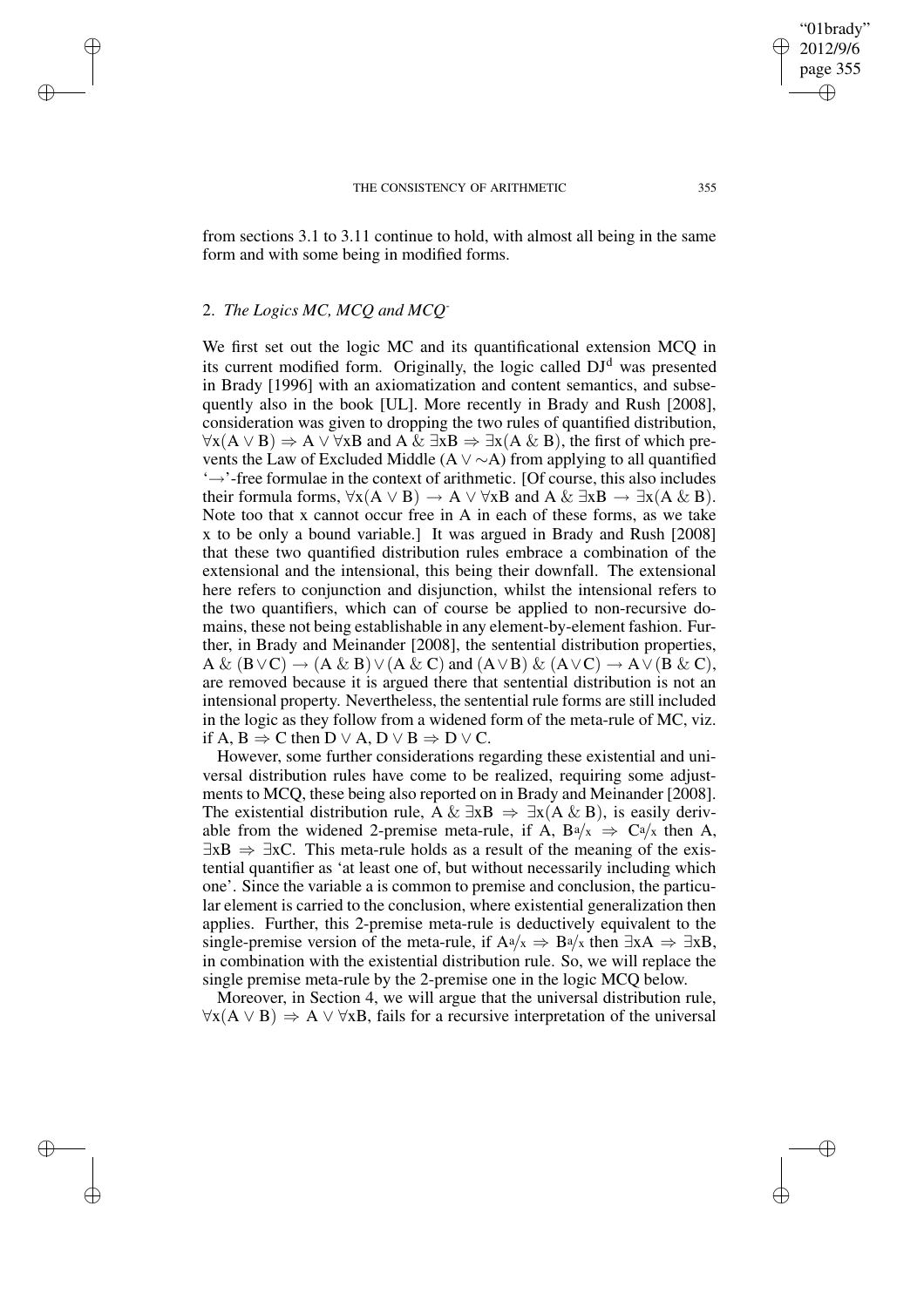from sections 3.1 to 3.11 continue to hold, with almost all being in the same form and with some being in modified forms.

## 2. *The Logics MC, MCQ and MCQ⁻*

We first set out the logic MC and its quantificational extension MCQ in its current modified form. Originally, the logic called $DJ^d$ was presented in Brady [1996] with an axiomatization and content semantics, and subsequently also in the book [UL]. More recently in Brady and Rush [2008], consideration was given to dropping the two rules of quantified distribution, $\forall x(A \vee B) \Rightarrow A \vee \forall xB$ and $A \,\&\, \exists xB \Rightarrow \exists x(A \,\&\, B)$, the first of which prevents the Law of Excluded Middle $(A \vee \sim A)$ from applying to all quantified '$\rightarrow$'-free formulae in the context of arithmetic. [Of course, this also includes their formula forms, $\forall x(A \vee B) \rightarrow A \vee \forall xB$ and $A \,\&\, \exists xB \rightarrow \exists x(A \,\&\, B)$. Note too that x cannot occur free in A in each of these forms, as we take x to be only a bound variable.] It was argued in Brady and Rush [2008] that these two quantified distribution rules embrace a combination of the extensional and the intensional, this being their downfall. The extensional here refers to conjunction and disjunction, whilst the intensional refers to the two quantifiers, which can of course be applied to non-recursive domains, these not being establishable in any element-by-element fashion. Further, in Brady and Meinander [2008], the sentential distribution properties, $A \,\&\, (B \vee C) \rightarrow (A \,\&\, B) \vee (A \,\&\, C)$ and $(A \vee B) \,\&\, (A \vee C) \rightarrow A \vee (B \,\&\, C)$, are removed because it is argued there that sentential distribution is not an intensional property. Nevertheless, the sentential rule forms are still included in the logic as they follow from a widened form of the meta-rule of MC, viz. if $A, B \Rightarrow C$ then $D \vee A, D \vee B \Rightarrow D \vee C$.

However, some further considerations regarding these existential and universal distribution rules have come to be realized, requiring some adjustments to MCQ, these being also reported on in Brady and Meinander [2008]. The existential distribution rule, $A \,\&\, \exists xB \Rightarrow \exists x(A \,\&\, B)$, is easily derivable from the widened 2-premise meta-rule, if $A$, $B^a/_x \Rightarrow C^a/_x$ then $A$, $\exists xB \Rightarrow \exists xC$. This meta-rule holds as a result of the meaning of the existential quantifier as 'at least one of, but without necessarily including which one'. Since the variable a is common to premise and conclusion, the particular element is carried to the conclusion, where existential generalization then applies. Further, this 2-premise meta-rule is deductively equivalent to the single-premise version of the meta-rule, if $A^a/_x \Rightarrow B^a/_x$ then $\exists xA \Rightarrow \exists xB$, in combination with the existential distribution rule. So, we will replace the single premise meta-rule by the 2-premise one in the logic MCQ below.

Moreover, in Section 4, we will argue that the universal distribution rule, $\forall x(A \vee B) \Rightarrow A \vee \forall xB$, fails for a recursive interpretation of the universal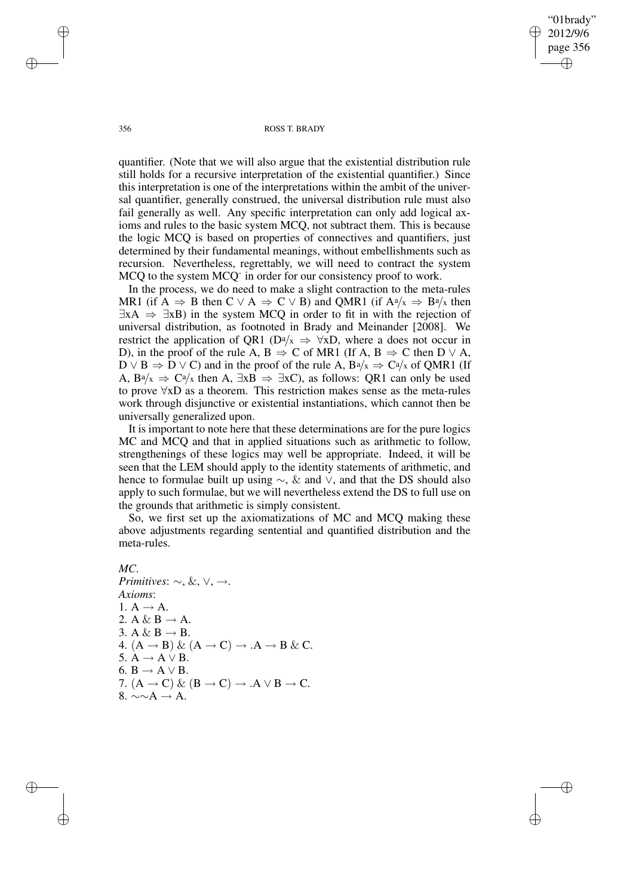quantifier. (Note that we will also argue that the existential distribution rule still holds for a recursive interpretation of the existential quantifier.) Since this interpretation is one of the interpretations within the ambit of the universal quantifier, generally construed, the universal distribution rule must also fail generally as well. Any specific interpretation can only add logical axioms and rules to the basic system MCQ, not subtract them. This is because the logic MCQ is based on properties of connectives and quantifiers, just determined by their fundamental meanings, without embellishments such as recursion. Nevertheless, regrettably, we will need to contract the system MCQ to the system MCQ$^-$ in order for our consistency proof to work.

In the process, we do need to make a slight contraction to the meta-rules MR1 (if $A \Rightarrow B$ then $C \vee A \Rightarrow C \vee B$) and QMR1 (if $A^a/_x \Rightarrow B^a/_x$ then $\exists xA \Rightarrow \exists xB$) in the system MCQ in order to fit in with the rejection of universal distribution, as footnoted in Brady and Meinander [2008]. We restrict the application of QR1 ($D^a/_x \Rightarrow \forall xD$, where a does not occur in D), in the proof of the rule $A, B \Rightarrow C$ of MR1 (If $A, B \Rightarrow C$ then $D \vee A, D \vee B \Rightarrow D \vee C$) and in the proof of the rule $A, B^a/_x \Rightarrow C^a/_x$ of QMR1 (If $A, B^a/_x \Rightarrow C^a/_x$ then $A, \exists xB \Rightarrow \exists xC$), as follows: QR1 can only be used to prove $\forall xD$ as a theorem. This restriction makes sense as the meta-rules work through disjunctive or existential instantiations, which cannot then be universally generalized upon.

It is important to note here that these determinations are for the pure logics MC and MCQ and that in applied situations such as arithmetic to follow, strengthenings of these logics may well be appropriate. Indeed, it will be seen that the LEM should apply to the identity statements of arithmetic, and hence to formulae built up using $\sim$, & and $\vee$, and that the DS should also apply to such formulae, but we will nevertheless extend the DS to full use on the grounds that arithmetic is simply consistent.

So, we first set up the axiomatizations of MC and MCQ making these above adjustments regarding sentential and quantified distribution and the meta-rules.

*MC*.

*Primitives*: $\sim, \&, \vee, \rightarrow$.

*Axioms*:

1. $A \rightarrow A$.
2. $A \,\&\, B \rightarrow A$.
3. $A \,\&\, B \rightarrow B$.
4. $(A \rightarrow B) \,\&\, (A \rightarrow C) \rightarrow .A \rightarrow B \,\&\, C$.
5. $A \rightarrow A \vee B$.
6. $B \rightarrow A \vee B$.
7. $(A \rightarrow C) \,\&\, (B \rightarrow C) \rightarrow .A \vee B \rightarrow C$.
8. $\sim\sim A \rightarrow A$.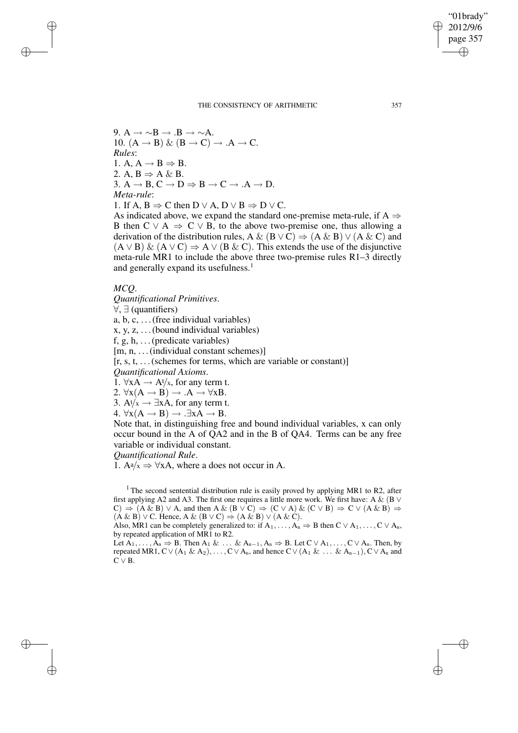9. $A \rightarrow {\sim}B \rightarrow .B \rightarrow {\sim}A$.
10. $(A \rightarrow B) \,\&\, (B \rightarrow C) \rightarrow .A \rightarrow C$.

*Rules*:

1. $A, A \rightarrow B \Rightarrow B$.
2. $A, B \Rightarrow A \,\&\, B$.
3. $A \rightarrow B, C \rightarrow D \Rightarrow B \rightarrow C \rightarrow .A \rightarrow D$.

*Meta-rule*:

1. If $A, B \Rightarrow C$ then $D \vee A, D \vee B \Rightarrow D \vee C$.

As indicated above, we expand the standard one-premise meta-rule, if $A \Rightarrow B$ then $C \vee A \Rightarrow C \vee B$, to the above two-premise one, thus allowing a derivation of the distribution rules, $A \,\&\, (B \vee C) \Rightarrow (A \,\&\, B) \vee (A \,\&\, C)$ and $(A \vee B) \,\&\, (A \vee C) \Rightarrow A \vee (B \,\&\, C)$. This extends the use of the disjunctive meta-rule MR1 to include the above three two-premise rules R1–3 directly and generally expand its usefulness.[1]

*MCQ*.

*Quantificational Primitives*.

$\forall$, $\exists$ (quantifiers)

a, b, c, ... (free individual variables)

x, y, z, ... (bound individual variables)

f, g, h, ... (predicate variables)

[m, n, ... (individual constant schemes)]

[r, s, t, ... (schemes for terms, which are variable or constant)]

*Quantificational Axioms*.

1. $\forall xA \rightarrow A^{t}\!/\!_{x}$, for any term t.
2. $\forall x(A \rightarrow B) \rightarrow .A \rightarrow \forall xB$.
3. $A^{t}\!/\!_{x} \rightarrow \exists xA$, for any term t.
4. $\forall x(A \rightarrow B) \rightarrow .\exists xA \rightarrow B$.

Note that, in distinguishing free and bound individual variables, x can only occur bound in the A of QA2 and in the B of QA4. Terms can be any free variable or individual constant.

*Quantificational Rule*.

1. $A^{a}\!/\!_{x} \Rightarrow \forall xA$, where a does not occur in A.

---

[1] The second sentential distribution rule is easily proved by applying MR1 to R2, after first applying A2 and A3. The first one requires a little more work. We first have: $A \,\&\, (B \vee C) \Rightarrow (A \,\&\, B) \vee A$, and then $A \,\&\, (B \vee C) \Rightarrow (C \vee A) \,\&\, (C \vee B) \Rightarrow C \vee (A \,\&\, B) \Rightarrow (A \,\&\, B) \vee C$. Hence, $A \,\&\, (B \vee C) \Rightarrow (A \,\&\, B) \vee (A \,\&\, C)$.

Also, MR1 can be completely generalized to: if $A_1, \ldots, A_n \Rightarrow B$ then $C \vee A_1, \ldots, C \vee A_n$, by repeated application of MR1 to R2.

Let $A_1, \ldots, A_n \Rightarrow B$. Then $A_1 \,\&\, \ldots \,\&\, A_{n-1}, A_n \Rightarrow B$. Let $C \vee A_1, \ldots, C \vee A_n$. Then, by repeated MR1, $C \vee (A_1 \,\&\, A_2), \ldots, C \vee A_n$, and hence $C \vee (A_1 \,\&\, \ldots \,\&\, A_{n-1}), C \vee A_n$ and $C \vee B$.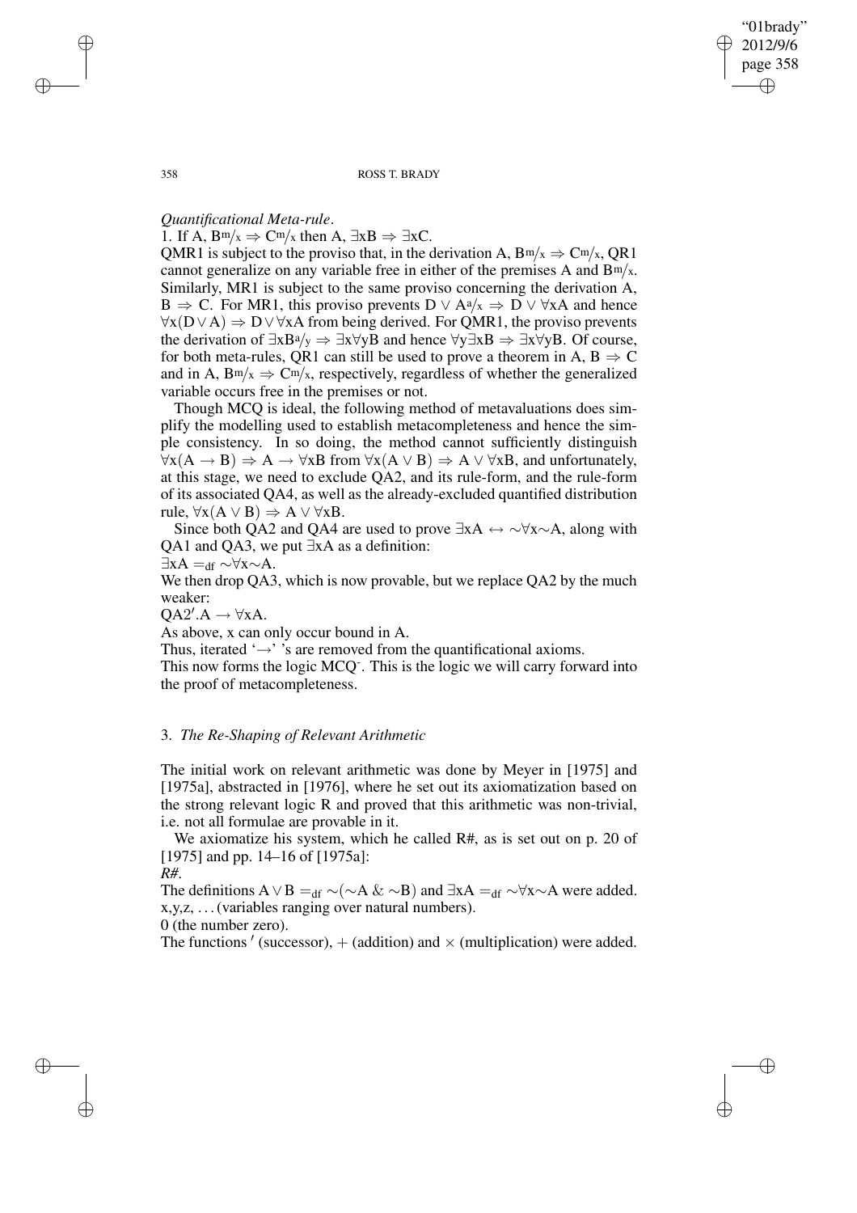*Quantificational Meta-rule*.

1. If A, $B^{m}/_{x} \Rightarrow C^{m}/_{x}$ then A, $\exists xB \Rightarrow \exists xC$.

QMR1 is subject to the proviso that, in the derivation A, $B^{m}/_{x} \Rightarrow C^{m}/_{x}$, QR1 cannot generalize on any variable free in either of the premises A and $B^{m}/_{x}$. Similarly, MR1 is subject to the same proviso concerning the derivation A, $B \Rightarrow C$. For MR1, this proviso prevents $D \vee A^{a}/_{x} \Rightarrow D \vee \forall xA$ and hence $\forall x(D \vee A) \Rightarrow D \vee \forall xA$ from being derived. For QMR1, the proviso prevents the derivation of $\exists xB^{a}/_{y} \Rightarrow \exists x\forall yB$ and hence $\forall y\exists xB \Rightarrow \exists x\forall yB$. Of course, for both meta-rules, QR1 can still be used to prove a theorem in A, $B \Rightarrow C$ and in A, $B^{m}/_{x} \Rightarrow C^{m}/_{x}$, respectively, regardless of whether the generalized variable occurs free in the premises or not.

Though MCQ is ideal, the following method of metavaluations does simplify the modelling used to establish metacompleteness and hence the simple consistency. In so doing, the method cannot sufficiently distinguish $\forall x(A \rightarrow B) \Rightarrow A \rightarrow \forall xB$ from $\forall x(A \vee B) \Rightarrow A \vee \forall xB$, and unfortunately, at this stage, we need to exclude QA2, and its rule-form, and the rule-form of its associated QA4, as well as the already-excluded quantified distribution rule, $\forall x(A \vee B) \Rightarrow A \vee \forall xB$.

Since both QA2 and QA4 are used to prove $\exists xA \leftrightarrow \sim\forall x\sim A$, along with QA1 and QA3, we put $\exists xA$ as a definition:

$\exists xA =_{df} \sim\forall x\sim A$.

We then drop QA3, which is now provable, but we replace QA2 by the much weaker:

QA2′. $A \rightarrow \forall xA$.

As above, x can only occur bound in A.

Thus, iterated '→' 's are removed from the quantificational axioms.

This now forms the logic MCQ⁻. This is the logic we will carry forward into the proof of metacompleteness.

## 3. *The Re-Shaping of Relevant Arithmetic*

The initial work on relevant arithmetic was done by Meyer in [1975] and [1975a], abstracted in [1976], where he set out its axiomatization based on the strong relevant logic R and proved that this arithmetic was non-trivial, i.e. not all formulae are provable in it.

We axiomatize his system, which he called R#, as is set out on p. 20 of [1975] and pp. 14–16 of [1975a]:

*R#*.

The definitions $A \vee B =_{df} \sim(\sim A \,\&\, \sim B)$ and $\exists xA =_{df} \sim\forall x\sim A$ were added.

x,y,z, ... (variables ranging over natural numbers).

0 (the number zero).

The functions ′ (successor), + (addition) and × (multiplication) were added.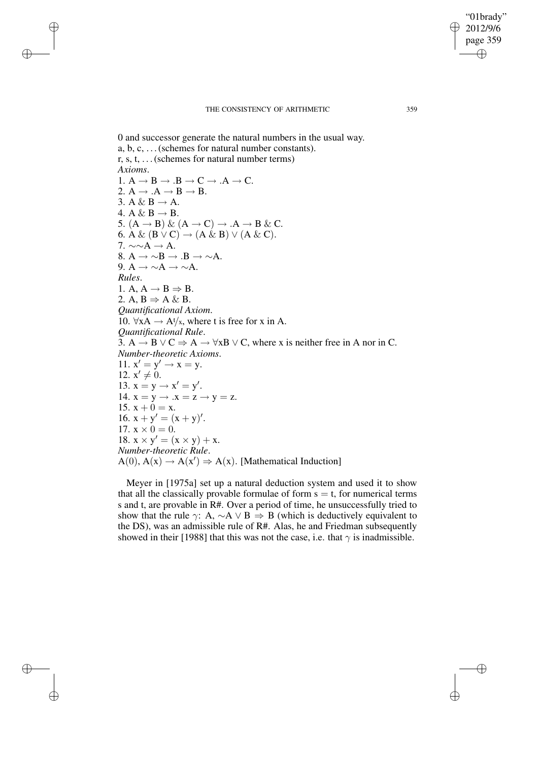0 and successor generate the natural numbers in the usual way.
a, b, c, ... (schemes for natural number constants).
r, s, t, ... (schemes for natural number terms)
*Axioms*.
1. $A \to B \to .B \to C \to .A \to C$.
2. $A \to .A \to B \to B$.
3. $A \,\&\, B \to A$.
4. $A \,\&\, B \to B$.
5. $(A \to B) \,\&\, (A \to C) \to .A \to B \,\&\, C$.
6. $A \,\&\, (B \vee C) \to (A \,\&\, B) \vee (A \,\&\, C)$.
7. $\sim\sim A \to A$.
8. $A \to \sim B \to .B \to \sim A$.
9. $A \to \sim A \to \sim A$.

*Rules*.
1. $A, A \to B \Rightarrow B$.
2. $A, B \Rightarrow A \,\&\, B$.

*Quantificational Axiom*.
10. $\forall x A \to A^{t}/_{x}$, where t is free for x in A.

*Quantificational Rule*.
3. $A \to B \vee C \Rightarrow A \to \forall x B \vee C$, where x is neither free in A nor in C.

*Number-theoretic Axioms*.
11. $x' = y' \to x = y$.
12. $x' \neq 0$.
13. $x = y \to x' = y'$.
14. $x = y \to .x = z \to y = z$.
15. $x + 0 = x$.
16. $x + y' = (x + y)'$.
17. $x \times 0 = 0$.
18. $x \times y' = (x \times y) + x$.

*Number-theoretic Rule*.
$A(0), A(x) \to A(x') \Rightarrow A(x)$. [Mathematical Induction]

Meyer in [1975a] set up a natural deduction system and used it to show that all the classically provable formulae of form $s = t$, for numerical terms s and t, are provable in R#. Over a period of time, he unsuccessfully tried to show that the rule $\gamma$: $A, \sim A \vee B \Rightarrow B$ (which is deductively equivalent to the DS), was an admissible rule of R#. Alas, he and Friedman subsequently showed in their [1988] that this was not the case, i.e. that $\gamma$ is inadmissible.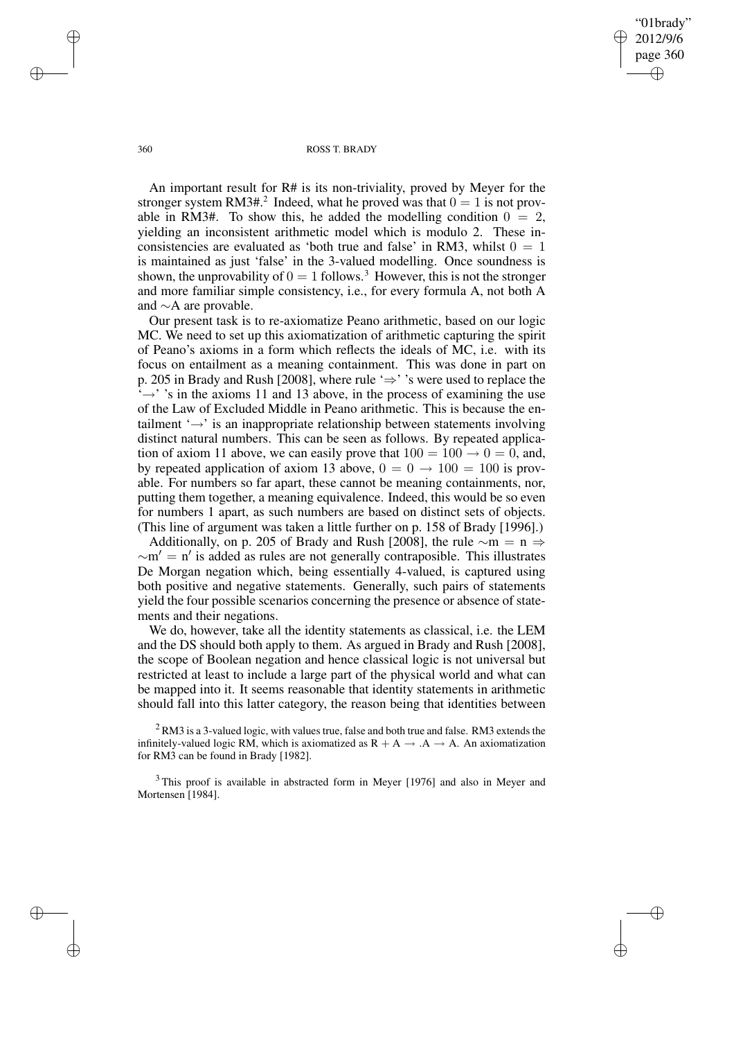An important result for R# is its non-triviality, proved by Meyer for the stronger system RM3#.[2] Indeed, what he proved was that $0 = 1$ is not provable in RM3#. To show this, he added the modelling condition $0 = 2$, yielding an inconsistent arithmetic model which is modulo 2. These inconsistencies are evaluated as 'both true and false' in RM3, whilst $0 = 1$ is maintained as just 'false' in the 3-valued modelling. Once soundness is shown, the unprovability of $0 = 1$ follows.[3] However, this is not the stronger and more familiar simple consistency, i.e., for every formula A, not both A and $\sim$A are provable.

Our present task is to re-axiomatize Peano arithmetic, based on our logic MC. We need to set up this axiomatization of arithmetic capturing the spirit of Peano's axioms in a form which reflects the ideals of MC, i.e. with its focus on entailment as a meaning containment. This was done in part on p. 205 in Brady and Rush [2008], where rule '$\Rightarrow$' 's were used to replace the '$\rightarrow$' 's in the axioms 11 and 13 above, in the process of examining the use of the Law of Excluded Middle in Peano arithmetic. This is because the entailment '$\rightarrow$' is an inappropriate relationship between statements involving distinct natural numbers. This can be seen as follows. By repeated application of axiom 11 above, we can easily prove that $100 = 100 \rightarrow 0 = 0$, and, by repeated application of axiom 13 above, $0 = 0 \rightarrow 100 = 100$ is provable. For numbers so far apart, these cannot be meaning containments, nor, putting them together, a meaning equivalence. Indeed, this would be so even for numbers 1 apart, as such numbers are based on distinct sets of objects. (This line of argument was taken a little further on p. 158 of Brady [1996].)

Additionally, on p. 205 of Brady and Rush [2008], the rule $\sim m = n \Rightarrow \sim m' = n'$ is added as rules are not generally contraposible. This illustrates De Morgan negation which, being essentially 4-valued, is captured using both positive and negative statements. Generally, such pairs of statements yield the four possible scenarios concerning the presence or absence of statements and their negations.

We do, however, take all the identity statements as classical, i.e. the LEM and the DS should both apply to them. As argued in Brady and Rush [2008], the scope of Boolean negation and hence classical logic is not universal but restricted at least to include a large part of the physical world and what can be mapped into it. It seems reasonable that identity statements in arithmetic should fall into this latter category, the reason being that identities between

[2] RM3 is a 3-valued logic, with values true, false and both true and false. RM3 extends the infinitely-valued logic RM, which is axiomatized as $R + A \rightarrow .A \rightarrow A$. An axiomatization for RM3 can be found in Brady [1982].

[3] This proof is available in abstracted form in Meyer [1976] and also in Meyer and Mortensen [1984].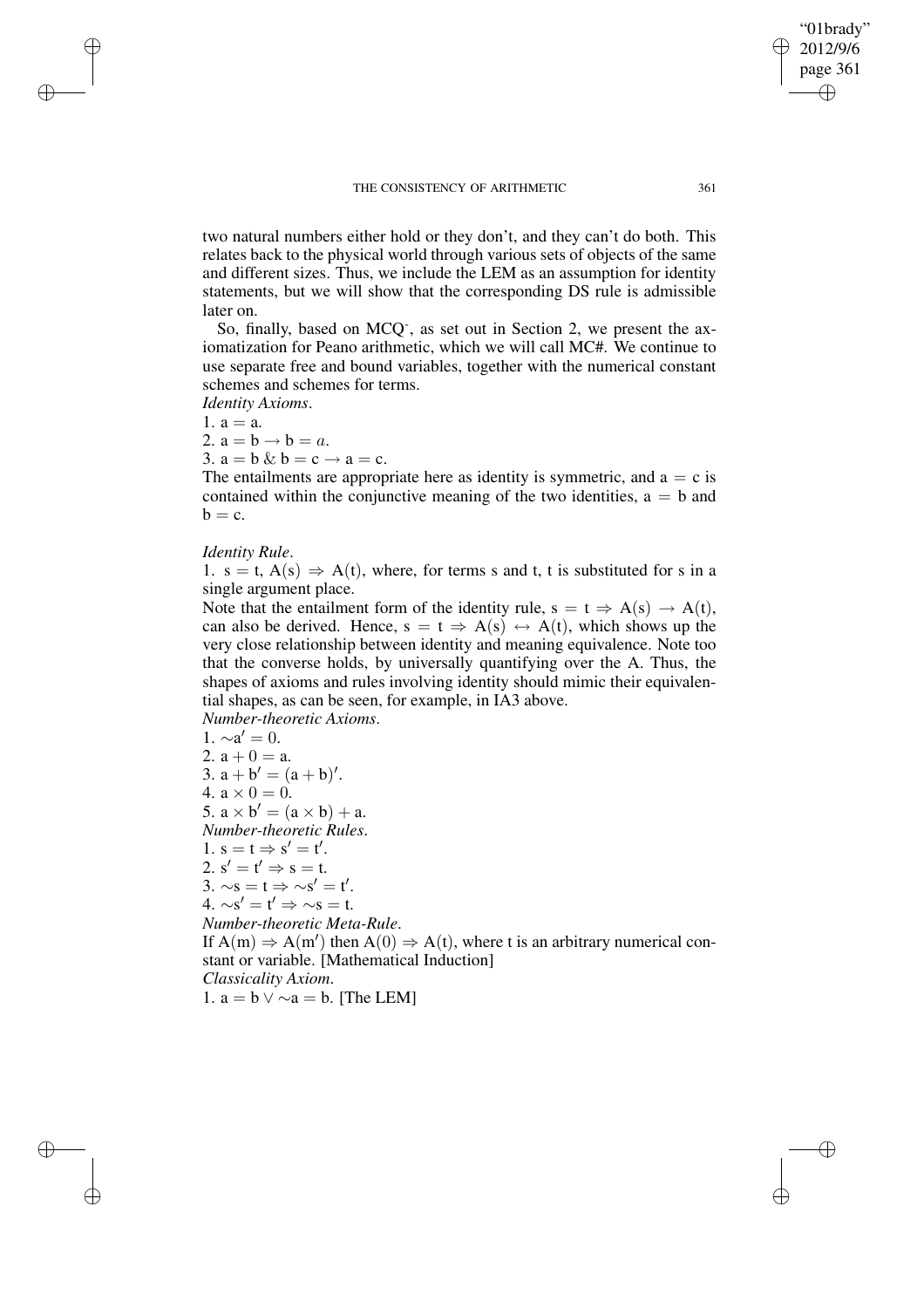two natural numbers either hold or they don't, and they can't do both. This relates back to the physical world through various sets of objects of the same and different sizes. Thus, we include the LEM as an assumption for identity statements, but we will show that the corresponding DS rule is admissible later on.

So, finally, based on MCQ$^{-}$, as set out in Section 2, we present the axiomatization for Peano arithmetic, which we will call MC#. We continue to use separate free and bound variables, together with the numerical constant schemes and schemes for terms.

*Identity Axioms*.

1. $a = a$.
2. $a = b \rightarrow b = a$.
3. $a = b \,\&\, b = c \rightarrow a = c$.

The entailments are appropriate here as identity is symmetric, and $a = c$ is contained within the conjunctive meaning of the two identities, $a = b$ and $b = c$.

*Identity Rule*.

1. $s = t,\ A(s) \Rightarrow A(t)$, where, for terms s and t, t is substituted for s in a single argument place.

Note that the entailment form of the identity rule, $s = t \Rightarrow A(s) \rightarrow A(t)$, can also be derived. Hence, $s = t \Rightarrow A(s) \leftrightarrow A(t)$, which shows up the very close relationship between identity and meaning equivalence. Note too that the converse holds, by universally quantifying over the A. Thus, the shapes of axioms and rules involving identity should mimic their equivalential shapes, as can be seen, for example, in IA3 above.

*Number-theoretic Axioms*.

1. $\sim a' = 0$.
2. $a + 0 = a$.
3. $a + b' = (a + b)'$.
4. $a \times 0 = 0$.
5. $a \times b' = (a \times b) + a$.

*Number-theoretic Rules*.

1. $s = t \Rightarrow s' = t'$.
2. $s' = t' \Rightarrow s = t$.
3. $\sim s = t \Rightarrow \sim s' = t'$.
4. $\sim s' = t' \Rightarrow \sim s = t$.

*Number-theoretic Meta-Rule*.

If $A(m) \Rightarrow A(m')$ then $A(0) \Rightarrow A(t)$, where t is an arbitrary numerical constant or variable. [Mathematical Induction]

*Classicality Axiom*.

1. $a = b \vee \sim a = b$. [The LEM]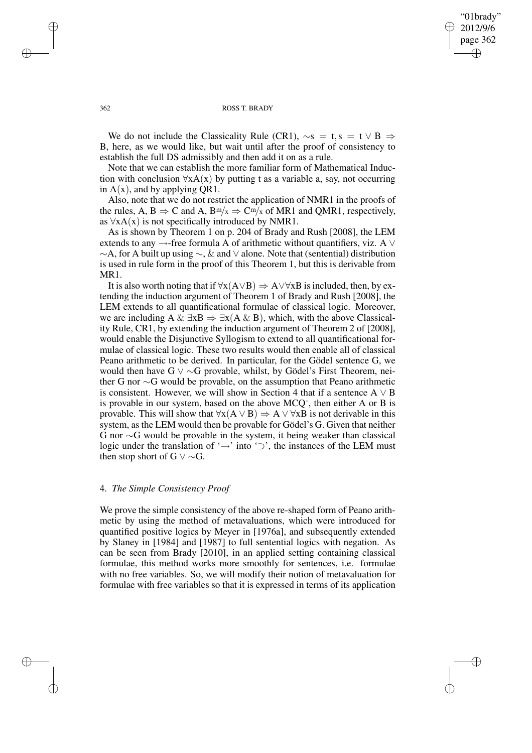We do not include the Classicality Rule (CR1), $\sim s = t, s = t \vee B \Rightarrow B$, here, as we would like, but wait until after the proof of consistency to establish the full DS admissibly and then add it on as a rule.

Note that we can establish the more familiar form of Mathematical Induction with conclusion $\forall x A(x)$ by putting t as a variable a, say, not occurring in $A(x)$, and by applying QR1.

Also, note that we do not restrict the application of NMR1 in the proofs of the rules, $A, B \Rightarrow C$ and $A, B^{m}/_{x} \Rightarrow C^{m}/_{x}$ of MR1 and QMR1, respectively, as $\forall x A(x)$ is not specifically introduced by NMR1.

As is shown by Theorem 1 on p. 204 of Brady and Rush [2008], the LEM extends to any $\rightarrow$-free formula A of arithmetic without quantifiers, viz. $A \vee \sim A$, for A built up using $\sim$, & and $\vee$ alone. Note that (sentential) distribution is used in rule form in the proof of this Theorem 1, but this is derivable from MR1.

It is also worth noting that if $\forall x(A \vee B) \Rightarrow A \vee \forall x B$ is included, then, by extending the induction argument of Theorem 1 of Brady and Rush [2008], the LEM extends to all quantificational formulae of classical logic. Moreover, we are including $A \,\&\, \exists x B \Rightarrow \exists x(A \,\&\, B)$, which, with the above Classicality Rule, CR1, by extending the induction argument of Theorem 2 of [2008], would enable the Disjunctive Syllogism to extend to all quantificational formulae of classical logic. These two results would then enable all of classical Peano arithmetic to be derived. In particular, for the Gödel sentence G, we would then have $G \vee \sim G$ provable, whilst, by Gödel's First Theorem, neither G nor $\sim G$ would be provable, on the assumption that Peano arithmetic is consistent. However, we will show in Section 4 that if a sentence $A \vee B$ is provable in our system, based on the above MCQ$^{-}$, then either A or B is provable. This will show that $\forall x(A \vee B) \Rightarrow A \vee \forall x B$ is not derivable in this system, as the LEM would then be provable for Gödel's G. Given that neither G nor $\sim G$ would be provable in the system, it being weaker than classical logic under the translation of '$\rightarrow$' into '$\supset$', the instances of the LEM must then stop short of $G \vee \sim G$.

## 4. *The Simple Consistency Proof*

We prove the simple consistency of the above re-shaped form of Peano arithmetic by using the method of metavaluations, which were introduced for quantified positive logics by Meyer in [1976a], and subsequently extended by Slaney in [1984] and [1987] to full sentential logics with negation. As can be seen from Brady [2010], in an applied setting containing classical formulae, this method works more smoothly for sentences, i.e. formulae with no free variables. So, we will modify their notion of metavaluation for formulae with free variables so that it is expressed in terms of its application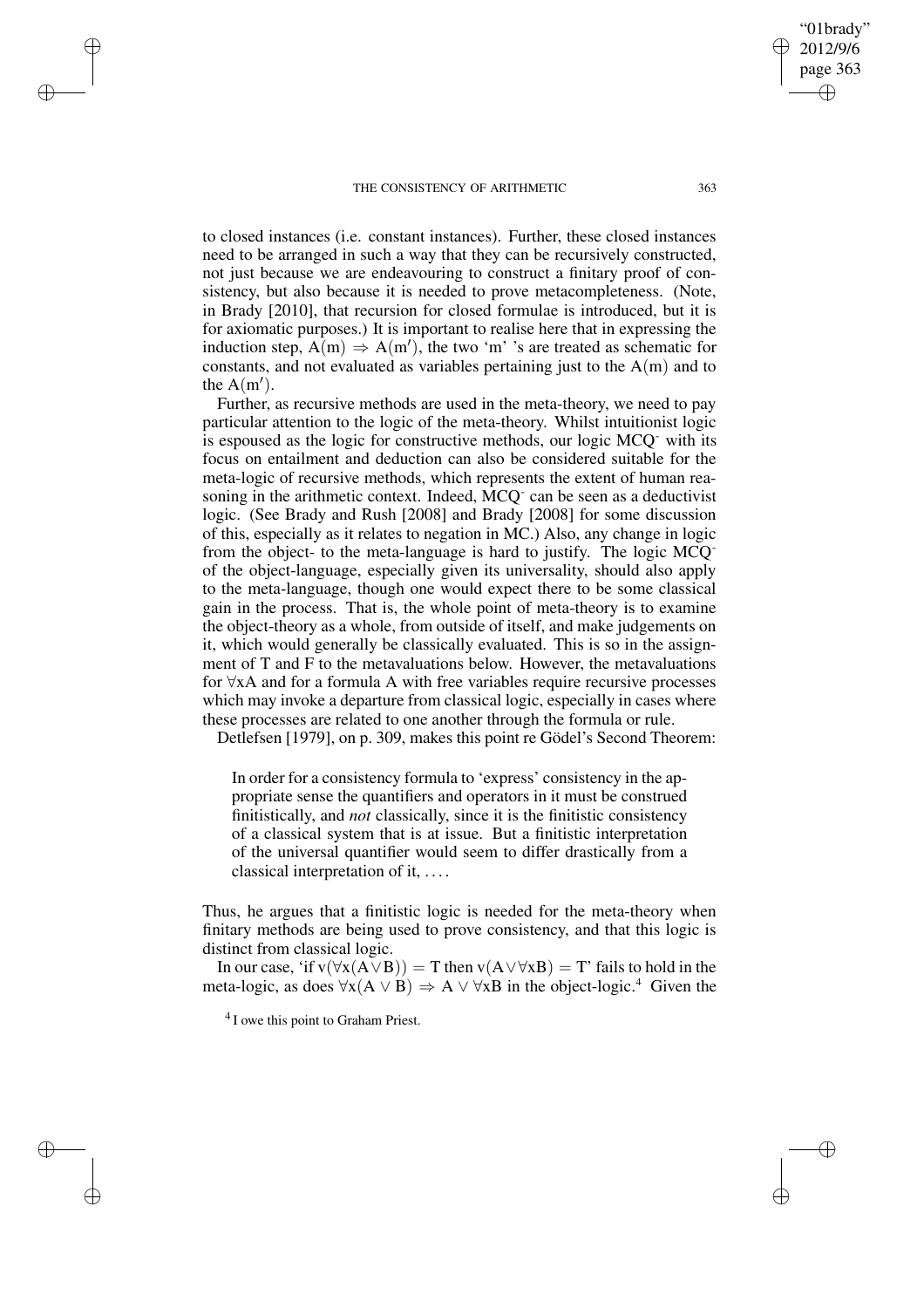to closed instances (i.e. constant instances). Further, these closed instances need to be arranged in such a way that they can be recursively constructed, not just because we are endeavouring to construct a finitary proof of consistency, but also because it is needed to prove metacompleteness. (Note, in Brady [2010], that recursion for closed formulae is introduced, but it is for axiomatic purposes.) It is important to realise here that in expressing the induction step, $A(m) \Rightarrow A(m')$, the two 'm' 's are treated as schematic for constants, and not evaluated as variables pertaining just to the $A(m)$ and to the $A(m')$.

Further, as recursive methods are used in the meta-theory, we need to pay particular attention to the logic of the meta-theory. Whilst intuitionist logic is espoused as the logic for constructive methods, our logic MCQ⁻ with its focus on entailment and deduction can also be considered suitable for the meta-logic of recursive methods, which represents the extent of human reasoning in the arithmetic context. Indeed, MCQ⁻ can be seen as a deductivist logic. (See Brady and Rush [2008] and Brady [2008] for some discussion of this, especially as it relates to negation in MC.) Also, any change in logic from the object- to the meta-language is hard to justify. The logic MCQ⁻ of the object-language, especially given its universality, should also apply to the meta-language, though one would expect there to be some classical gain in the process. That is, the whole point of meta-theory is to examine the object-theory as a whole, from outside of itself, and make judgements on it, which would generally be classically evaluated. This is so in the assignment of T and F to the metavaluations below. However, the metavaluations for $\forall xA$ and for a formula A with free variables require recursive processes which may invoke a departure from classical logic, especially in cases where these processes are related to one another through the formula or rule.

Detlefsen [1979], on p. 309, makes this point re Gödel's Second Theorem:

> In order for a consistency formula to 'express' consistency in the appropriate sense the quantifiers and operators in it must be construed finitistically, and *not* classically, since it is the finitistic consistency of a classical system that is at issue. But a finitistic interpretation of the universal quantifier would seem to differ drastically from a classical interpretation of it, ....

Thus, he argues that a finitistic logic is needed for the meta-theory when finitary methods are being used to prove consistency, and that this logic is distinct from classical logic.

In our case, 'if $v(\forall x(A \vee B)) = T$ then $v(A \vee \forall xB) = T$' fails to hold in the meta-logic, as does $\forall x(A \vee B) \Rightarrow A \vee \forall xB$ in the object-logic.[4] Given the

[4] I owe this point to Graham Priest.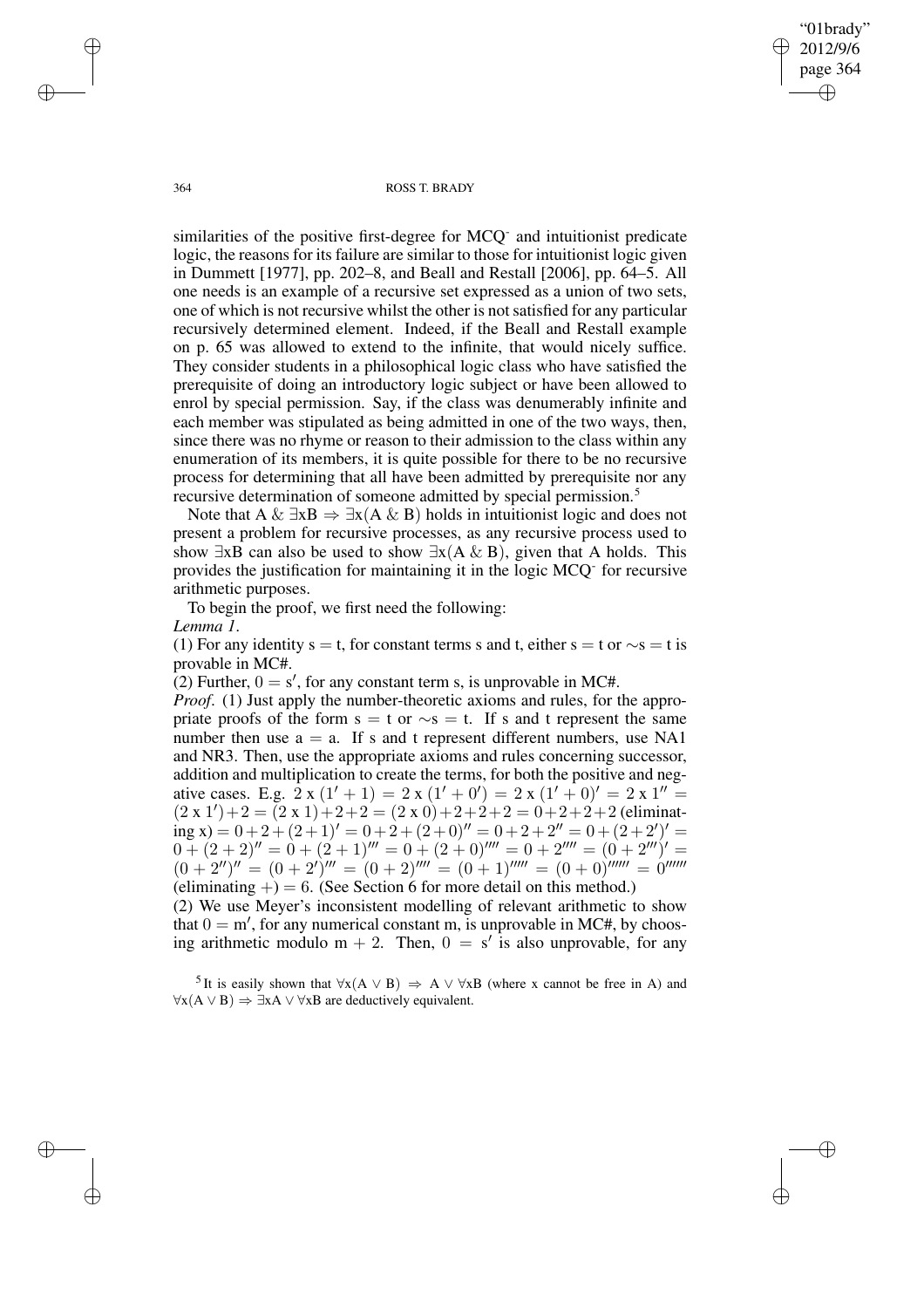similarities of the positive first-degree for MCQ$^-$ and intuitionist predicate logic, the reasons for its failure are similar to those for intuitionist logic given in Dummett [1977], pp. 202–8, and Beall and Restall [2006], pp. 64–5. All one needs is an example of a recursive set expressed as a union of two sets, one of which is not recursive whilst the other is not satisfied for any particular recursively determined element. Indeed, if the Beall and Restall example on p. 65 was allowed to extend to the infinite, that would nicely suffice. They consider students in a philosophical logic class who have satisfied the prerequisite of doing an introductory logic subject or have been allowed to enrol by special permission. Say, if the class was denumerably infinite and each member was stipulated as being admitted in one of the two ways, then, since there was no rhyme or reason to their admission to the class within any enumeration of its members, it is quite possible for there to be no recursive process for determining that all have been admitted by prerequisite nor any recursive determination of someone admitted by special permission.[5]

Note that $A \,\&\, \exists xB \Rightarrow \exists x(A \,\&\, B)$ holds in intuitionist logic and does not present a problem for recursive processes, as any recursive process used to show $\exists xB$ can also be used to show $\exists x(A \,\&\, B)$, given that A holds. This provides the justification for maintaining it in the logic MCQ$^-$ for recursive arithmetic purposes.

To begin the proof, we first need the following:

*Lemma 1*.

(1) For any identity $s = t$, for constant terms s and t, either $s = t$ or $\sim s = t$ is provable in MC#.

(2) Further, $0 = s'$, for any constant term s, is unprovable in MC#.

*Proof*. (1) Just apply the number-theoretic axioms and rules, for the appropriate proofs of the form $s = t$ or $\sim s = t$. If s and t represent the same number then use $a = a$. If s and t represent different numbers, use NA1 and NR3. Then, use the appropriate axioms and rules concerning successor, addition and multiplication to create the terms, for both the positive and negative cases. E.g. $2 \text{ x } (1' + 1) = 2 \text{ x } (1' + 0') = 2 \text{ x } (1' + 0)' = 2 \text{ x } 1'' = (2 \text{ x } 1') + 2 = (2 \text{ x } 1) + 2 + 2 = (2 \text{ x } 0) + 2 + 2 + 2 = 0 + 2 + 2 + 2$ (eliminating x) $= 0 + 2 + (2 + 1)' = 0 + 2 + (2 + 0)'' = 0 + 2 + 2'' = 0 + (2 + 2')' = 0 + (2 + 2)'' = 0 + (2 + 1)''' = 0 + (2 + 0)'''' = 0 + 2'''' = (0 + 2''')' = (0 + 2'')'' = (0 + 2')''' = (0 + 2)'''' = (0 + 1)''''' = (0 + 0)'''''' = 0''''''$ (eliminating +) $= 6$. (See Section 6 for more detail on this method.)

(2) We use Meyer's inconsistent modelling of relevant arithmetic to show that $0 = m'$, for any numerical constant m, is unprovable in MC#, by choosing arithmetic modulo $m + 2$. Then, $0 = s'$ is also unprovable, for any

[5] It is easily shown that $\forall x(A \vee B) \Rightarrow A \vee \forall xB$ (where x cannot be free in A) and $\forall x(A \vee B) \Rightarrow \exists xA \vee \forall xB$ are deductively equivalent.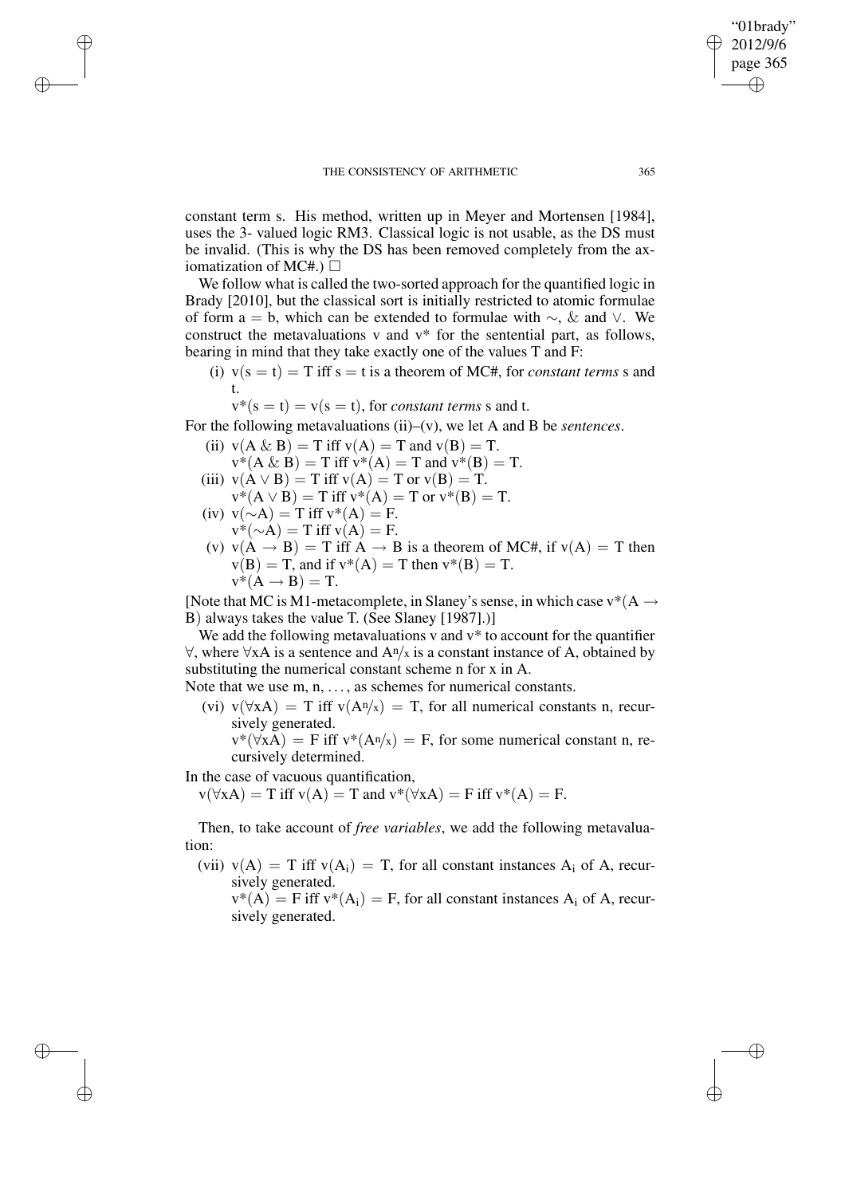constant term s. His method, written up in Meyer and Mortensen [1984], uses the 3- valued logic RM3. Classical logic is not usable, as the DS must be invalid. (This is why the DS has been removed completely from the axiomatization of MC#.) □

We follow what is called the two-sorted approach for the quantified logic in Brady [2010], but the classical sort is initially restricted to atomic formulae of form $a = b$, which can be extended to formulae with $\sim$, & and $\vee$. We construct the metavaluations v and v* for the sentential part, as follows, bearing in mind that they take exactly one of the values T and F:

(i) $v(s = t) = T$ iff $s = t$ is a theorem of MC#, for *constant terms* s and t.
  $v^*(s = t) = v(s = t)$, for *constant terms* s and t.

For the following metavaluations (ii)–(v), we let A and B be *sentences*.

(ii) $v(A \,\&\, B) = T$ iff $v(A) = T$ and $v(B) = T$.
  $v^*(A \,\&\, B) = T$ iff $v^*(A) = T$ and $v^*(B) = T$.

(iii) $v(A \vee B) = T$ iff $v(A) = T$ or $v(B) = T$.
  $v^*(A \vee B) = T$ iff $v^*(A) = T$ or $v^*(B) = T$.

(iv) $v(\sim A) = T$ iff $v^*(A) = F$.
  $v^*(\sim A) = T$ iff $v(A) = F$.

(v) $v(A \to B) = T$ iff $A \to B$ is a theorem of MC#, if $v(A) = T$ then $v(B) = T$, and if $v^*(A) = T$ then $v^*(B) = T$.
  $v^*(A \to B) = T$.

[Note that MC is M1-metacomplete, in Slaney's sense, in which case $v^*(A \to B)$ always takes the value T. (See Slaney [1987].)]

We add the following metavaluations v and v* to account for the quantifier $\forall$, where $\forall xA$ is a sentence and $A^n\!/\!_x$ is a constant instance of A, obtained by substituting the numerical constant scheme n for x in A.

Note that we use m, n, …, as schemes for numerical constants.

(vi) $v(\forall xA) = T$ iff $v(A^n\!/\!_x) = T$, for all numerical constants n, recursively generated.
  $v^*(\forall xA) = F$ iff $v^*(A^n\!/\!_x) = F$, for some numerical constant n, recursively determined.

In the case of vacuous quantification,

$v(\forall xA) = T$ iff $v(A) = T$ and $v^*(\forall xA) = F$ iff $v^*(A) = F$.

Then, to take account of *free variables*, we add the following metavaluation:

(vii) $v(A) = T$ iff $v(A_i) = T$, for all constant instances $A_i$ of A, recursively generated.
  $v^*(A) = F$ iff $v^*(A_i) = F$, for all constant instances $A_i$ of A, recursively generated.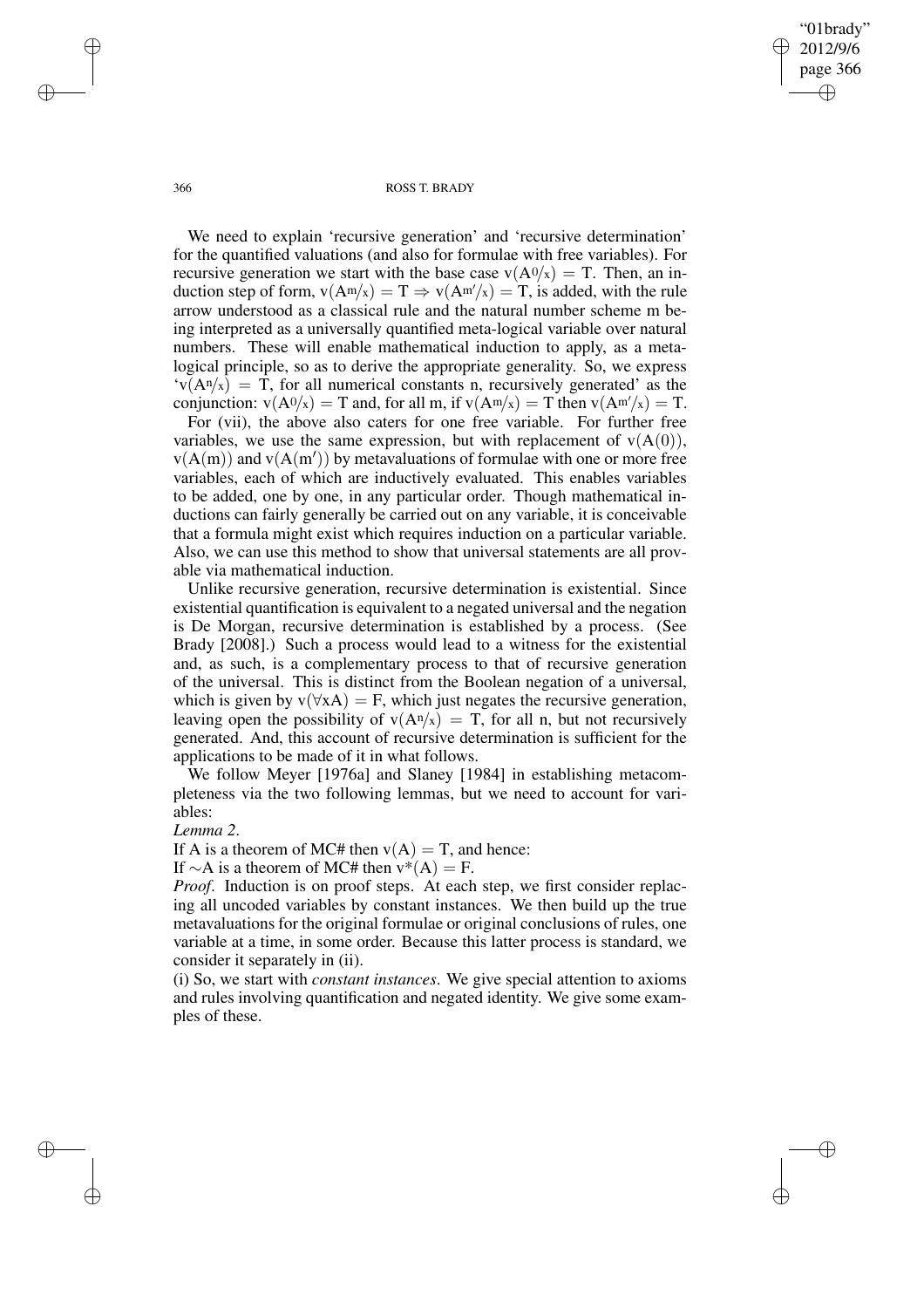We need to explain 'recursive generation' and 'recursive determination' for the quantified valuations (and also for formulae with free variables). For recursive generation we start with the base case $v(A^{0}/_{x}) = T$. Then, an induction step of form, $v(A^{m}/_{x}) = T \Rightarrow v(A^{m'}/_{x}) = T$, is added, with the rule arrow understood as a classical rule and the natural number scheme m being interpreted as a universally quantified meta-logical variable over natural numbers. These will enable mathematical induction to apply, as a metalogical principle, so as to derive the appropriate generality. So, we express '$v(A^{n}/_{x}) = T$, for all numerical constants n, recursively generated' as the conjunction: $v(A^{0}/_{x}) = T$ and, for all m, if $v(A^{m}/_{x}) = T$ then $v(A^{m'}/_{x}) = T$.

For (vii), the above also caters for one free variable. For further free variables, we use the same expression, but with replacement of $v(A(0))$, $v(A(m))$ and $v(A(m'))$ by metavaluations of formulae with one or more free variables, each of which are inductively evaluated. This enables variables to be added, one by one, in any particular order. Though mathematical inductions can fairly generally be carried out on any variable, it is conceivable that a formula might exist which requires induction on a particular variable. Also, we can use this method to show that universal statements are all provable via mathematical induction.

Unlike recursive generation, recursive determination is existential. Since existential quantification is equivalent to a negated universal and the negation is De Morgan, recursive determination is established by a process. (See Brady [2008].) Such a process would lead to a witness for the existential and, as such, is a complementary process to that of recursive generation of the universal. This is distinct from the Boolean negation of a universal, which is given by $v(\forall xA) = F$, which just negates the recursive generation, leaving open the possibility of $v(A^{n}/_{x}) = T$, for all n, but not recursively generated. And, this account of recursive determination is sufficient for the applications to be made of it in what follows.

We follow Meyer [1976a] and Slaney [1984] in establishing metacompleteness via the two following lemmas, but we need to account for variables:

*Lemma 2*.

If A is a theorem of MC# then $v(A) = T$, and hence:

If $\sim$A is a theorem of MC# then $v^{*}(A) = F$.

*Proof*. Induction is on proof steps. At each step, we first consider replacing all uncoded variables by constant instances. We then build up the true metavaluations for the original formulae or original conclusions of rules, one variable at a time, in some order. Because this latter process is standard, we consider it separately in (ii).

(i) So, we start with *constant instances*. We give special attention to axioms and rules involving quantification and negated identity. We give some examples of these.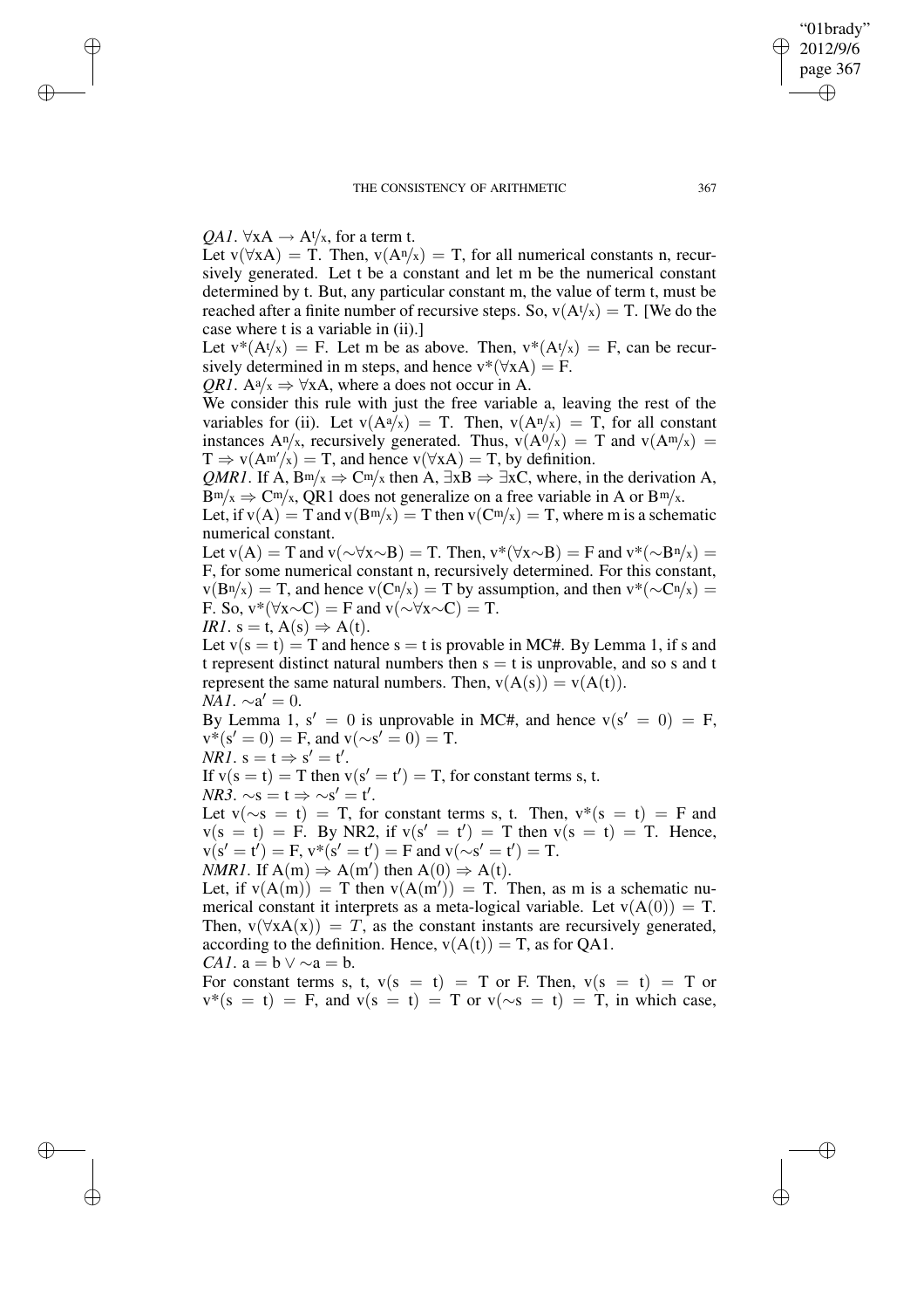*QA1*. $\forall xA \to A^{t}/_{x}$, for a term t.

Let $v(\forall xA) = T$. Then, $v(A^{n}/_{x}) = T$, for all numerical constants n, recursively generated. Let t be a constant and let m be the numerical constant determined by t. But, any particular constant m, the value of term t, must be reached after a finite number of recursive steps. So, $v(A^{t}/_{x}) = T$. [We do the case where t is a variable in (ii).]

Let $v^*(A^{t}/_{x}) = F$. Let m be as above. Then, $v^*(A^{t}/_{x}) = F$, can be recursively determined in m steps, and hence $v^*(\forall xA) = F$.

*QR1*. $A^{a}/_{x} \Rightarrow \forall xA$, where a does not occur in A.

We consider this rule with just the free variable a, leaving the rest of the variables for (ii). Let $v(A^{a}/_{x}) = T$. Then, $v(A^{n}/_{x}) = T$, for all constant instances $A^{n}/_{x}$, recursively generated. Thus, $v(A^{0}/_{x}) = T$ and $v(A^{m}/_{x}) = T \Rightarrow v(A^{m'}/_{x}) = T$, and hence $v(\forall xA) = T$, by definition.

*QMR1*. If A, $B^{m}/_{x} \Rightarrow C^{m}/_{x}$ then A, $\exists xB \Rightarrow \exists xC$, where, in the derivation A, $B^{m}/_{x} \Rightarrow C^{m}/_{x}$, QR1 does not generalize on a free variable in A or $B^{m}/_{x}$.

Let, if $v(A) = T$ and $v(B^{m}/_{x}) = T$ then $v(C^{m}/_{x}) = T$, where m is a schematic numerical constant.

Let $v(A) = T$ and $v({\sim}\forall x{\sim}B) = T$. Then, $v^*(\forall x{\sim}B) = F$ and $v^*({\sim}B^{n}/_{x}) = F$, for some numerical constant n, recursively determined. For this constant, $v(B^{n}/_{x}) = T$, and hence $v(C^{n}/_{x}) = T$ by assumption, and then $v^*({\sim}C^{n}/_{x}) = F$. So, $v^*(\forall x{\sim}C) = F$ and $v({\sim}\forall x{\sim}C) = T$.

*IR1*. $s = t, A(s) \Rightarrow A(t)$.

Let $v(s = t) = T$ and hence $s = t$ is provable in MC#. By Lemma 1, if s and t represent distinct natural numbers then $s = t$ is unprovable, and so s and t represent the same natural numbers. Then, $v(A(s)) = v(A(t))$.

*NA1*. ${\sim}a' = 0$.

By Lemma 1, $s' = 0$ is unprovable in MC#, and hence $v(s' = 0) = F$, $v^*(s' = 0) = F$, and $v({\sim}s' = 0) = T$.

*NR1*. $s = t \Rightarrow s' = t'$.

If $v(s = t) = T$ then $v(s' = t') = T$, for constant terms s, t.

*NR3*. ${\sim}s = t \Rightarrow {\sim}s' = t'$.

Let $v({\sim}s = t) = T$, for constant terms s, t. Then, $v^*(s = t) = F$ and $v(s = t) = F$. By NR2, if $v(s' = t') = T$ then $v(s = t) = T$. Hence, $v(s' = t') = F$, $v^*(s' = t') = F$ and $v({\sim}s' = t') = T$.

*NMR1*. If $A(m) \Rightarrow A(m')$ then $A(0) \Rightarrow A(t)$.

Let, if $v(A(m)) = T$ then $v(A(m')) = T$. Then, as m is a schematic numerical constant it interprets as a meta-logical variable. Let $v(A(0)) = T$. Then, $v(\forall xA(x)) = T$, as the constant instants are recursively generated, according to the definition. Hence, $v(A(t)) = T$, as for QA1.

*CA1*. $a = b \vee {\sim}a = b$.

For constant terms s, t, $v(s = t) = T$ or F. Then, $v(s = t) = T$ or $v^*(s = t) = F$, and $v(s = t) = T$ or $v({\sim}s = t) = T$, in which case,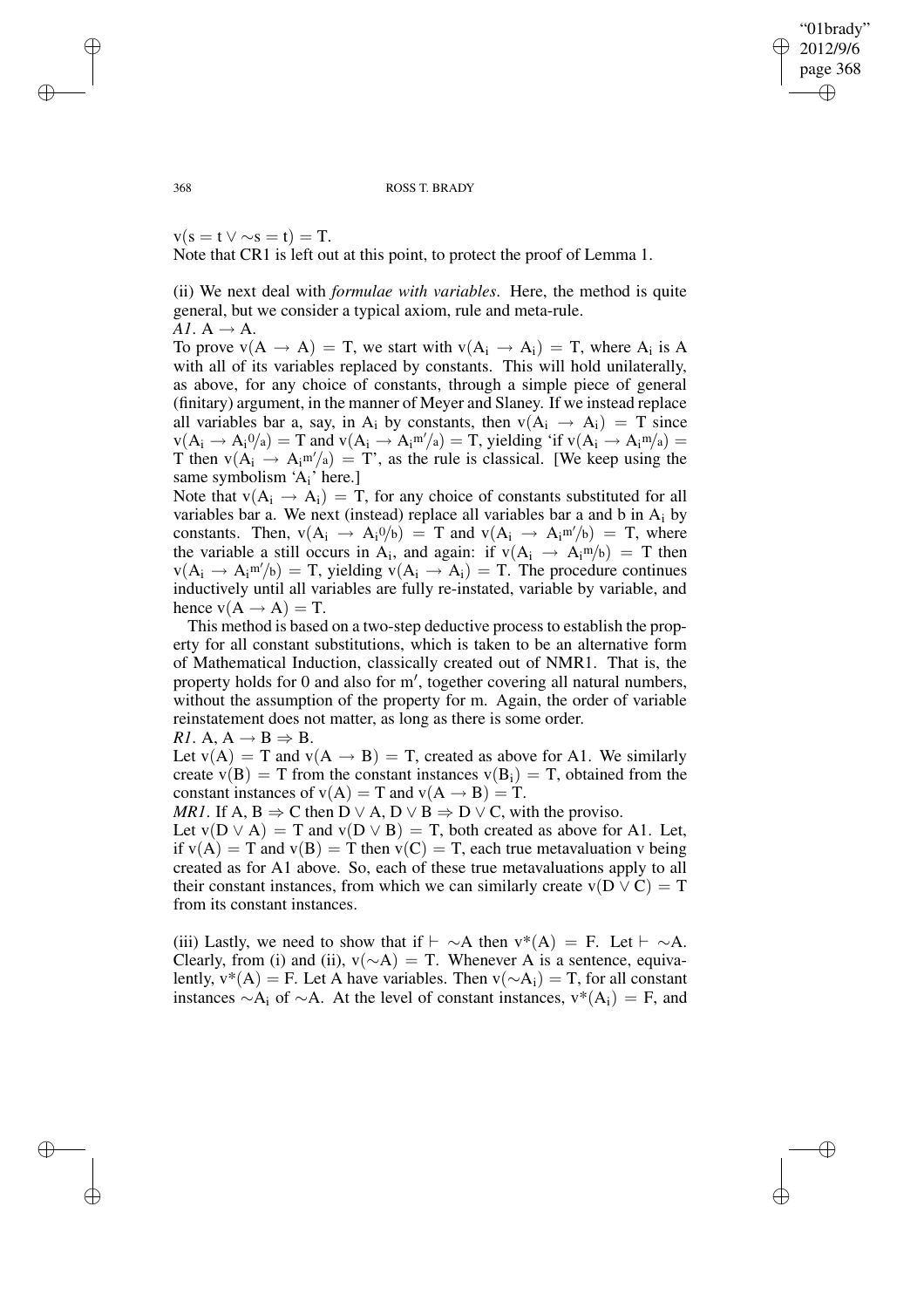$v(s = t \vee \sim s = t) = T$.
Note that CR1 is left out at this point, to protect the proof of Lemma 1.

(ii) We next deal with *formulae with variables*. Here, the method is quite general, but we consider a typical axiom, rule and meta-rule.
*A1*. $A \rightarrow A$.
To prove $v(A \rightarrow A) = T$, we start with $v(A_i \rightarrow A_i) = T$, where $A_i$ is A with all of its variables replaced by constants. This will hold unilaterally, as above, for any choice of constants, through a simple piece of general (finitary) argument, in the manner of Meyer and Slaney. If we instead replace all variables bar a, say, in $A_i$ by constants, then $v(A_i \rightarrow A_i) = T$ since $v(A_i \rightarrow A_i{}^0/_a) = T$ and $v(A_i \rightarrow A_i{}^{m'}/_a) = T$, yielding 'if $v(A_i \rightarrow A_i{}^m/_a) = T$ then $v(A_i \rightarrow A_i{}^{m'}/_a) = T$', as the rule is classical. [We keep using the same symbolism '$A_i$' here.]
Note that $v(A_i \rightarrow A_i) = T$, for any choice of constants substituted for all variables bar a. We next (instead) replace all variables bar a and b in $A_i$ by constants. Then, $v(A_i \rightarrow A_i{}^0/_b) = T$ and $v(A_i \rightarrow A_i{}^{m'}/_b) = T$, where the variable a still occurs in $A_i$, and again: if $v(A_i \rightarrow A_i{}^m/_b) = T$ then $v(A_i \rightarrow A_i{}^{m'}/_b) = T$, yielding $v(A_i \rightarrow A_i) = T$. The procedure continues inductively until all variables are fully re-instated, variable by variable, and hence $v(A \rightarrow A) = T$.
This method is based on a two-step deductive process to establish the property for all constant substitutions, which is taken to be an alternative form of Mathematical Induction, classically created out of NMR1. That is, the property holds for 0 and also for m′, together covering all natural numbers, without the assumption of the property for m. Again, the order of variable reinstatement does not matter, as long as there is some order.
*R1*. $A, A \rightarrow B \Rightarrow B$.
Let $v(A) = T$ and $v(A \rightarrow B) = T$, created as above for A1. We similarly create $v(B) = T$ from the constant instances $v(B_i) = T$, obtained from the constant instances of $v(A) = T$ and $v(A \rightarrow B) = T$.
*MR1*. If $A, B \Rightarrow C$ then $D \vee A, D \vee B \Rightarrow D \vee C$, with the proviso.
Let $v(D \vee A) = T$ and $v(D \vee B) = T$, both created as above for A1. Let, if $v(A) = T$ and $v(B) = T$ then $v(C) = T$, each true metavaluation v being created as for A1 above. So, each of these true metavaluations apply to all their constant instances, from which we can similarly create $v(D \vee C) = T$ from its constant instances.

(iii) Lastly, we need to show that if $\vdash \sim A$ then $v^*(A) = F$. Let $\vdash \sim A$. Clearly, from (i) and (ii), $v(\sim A) = T$. Whenever A is a sentence, equivalently, $v^*(A) = F$. Let A have variables. Then $v(\sim A_i) = T$, for all constant instances $\sim A_i$ of $\sim A$. At the level of constant instances, $v^*(A_i) = F$, and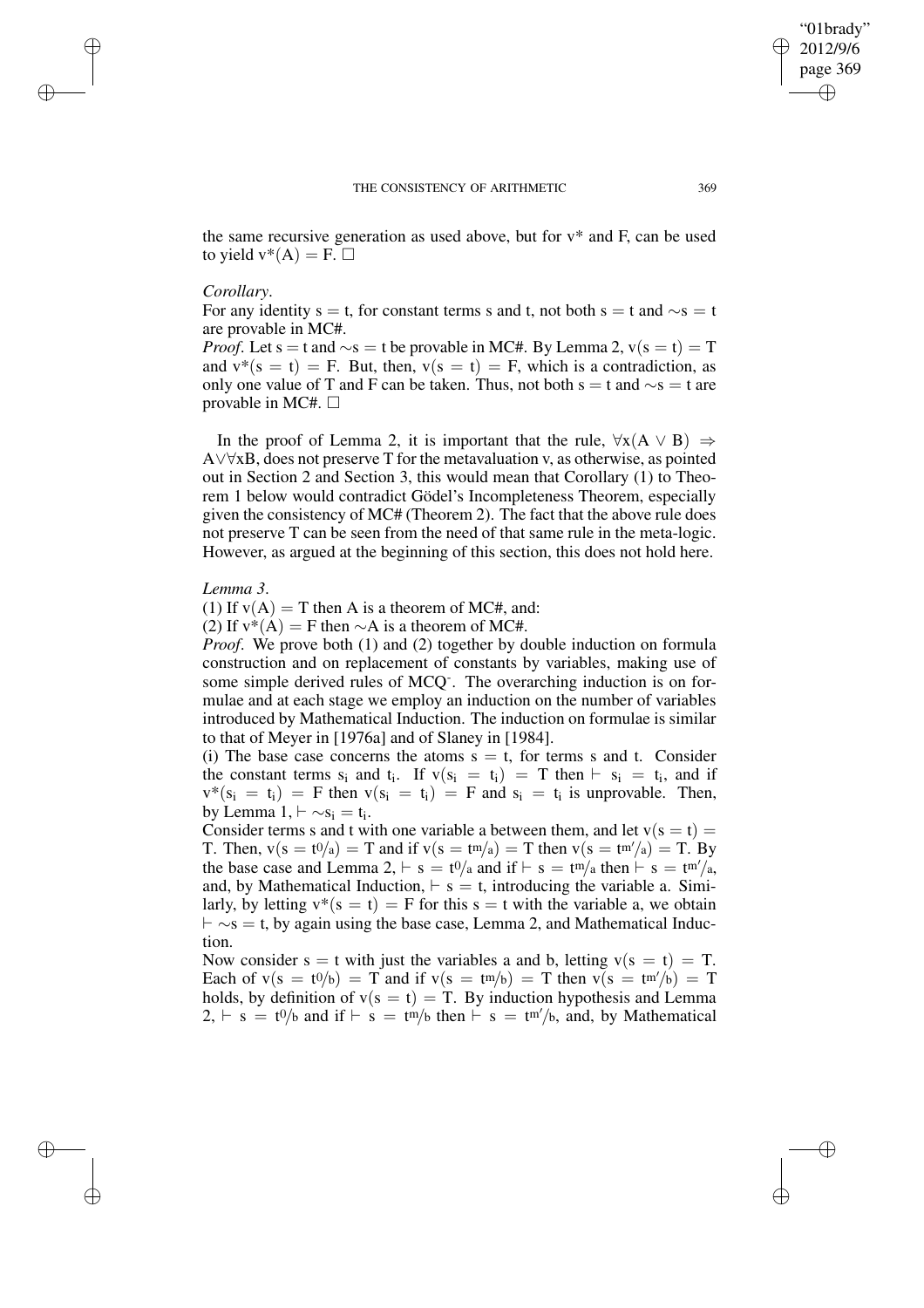the same recursive generation as used above, but for v* and F, can be used to yield $v^*(A) = F$. □

*Corollary*.

For any identity $s = t$, for constant terms s and t, not both $s = t$ and $\sim s = t$ are provable in MC#.

*Proof*. Let $s = t$ and $\sim s = t$ be provable in MC#. By Lemma 2, $v(s = t) = T$ and $v^*(s = t) = F$. But, then, $v(s = t) = F$, which is a contradiction, as only one value of T and F can be taken. Thus, not both $s = t$ and $\sim s = t$ are provable in MC#. □

In the proof of Lemma 2, it is important that the rule, $\forall x(A \vee B) \Rightarrow A \vee \forall xB$, does not preserve T for the metavaluation v, as otherwise, as pointed out in Section 2 and Section 3, this would mean that Corollary (1) to Theorem 1 below would contradict Gödel's Incompleteness Theorem, especially given the consistency of MC# (Theorem 2). The fact that the above rule does not preserve T can be seen from the need of that same rule in the meta-logic. However, as argued at the beginning of this section, this does not hold here.

*Lemma 3*.

(1) If $v(A) = T$ then A is a theorem of MC#, and:

(2) If $v^*(A) = F$ then $\sim A$ is a theorem of MC#.

*Proof*. We prove both (1) and (2) together by double induction on formula construction and on replacement of constants by variables, making use of some simple derived rules of MCQ⁻. The overarching induction is on formulae and at each stage we employ an induction on the number of variables introduced by Mathematical Induction. The induction on formulae is similar to that of Meyer in [1976a] and of Slaney in [1984].

(i) The base case concerns the atoms $s = t$, for terms s and t. Consider the constant terms $s_i$ and $t_i$. If $v(s_i = t_i) = T$ then $\vdash s_i = t_i$, and if $v^*(s_i = t_i) = F$ then $v(s_i = t_i) = F$ and $s_i = t_i$ is unprovable. Then, by Lemma 1, $\vdash \sim s_i = t_i$.

Consider terms s and t with one variable a between them, and let $v(s = t) = T$. Then, $v(s = t^0/a) = T$ and if $v(s = t^m/a) = T$ then $v(s = t^{m'}/a) = T$. By the base case and Lemma 2, $\vdash s = t^0/a$ and if $\vdash s = t^m/a$ then $\vdash s = t^{m'}/a$, and, by Mathematical Induction, $\vdash s = t$, introducing the variable a. Similarly, by letting $v^*(s = t) = F$ for this $s = t$ with the variable a, we obtain $\vdash \sim s = t$, by again using the base case, Lemma 2, and Mathematical Induction.

Now consider $s = t$ with just the variables a and b, letting $v(s = t) = T$. Each of $v(s = t^0/b) = T$ and if $v(s = t^m/b) = T$ then $v(s = t^{m'}/b) = T$ holds, by definition of $v(s = t) = T$. By induction hypothesis and Lemma 2, $\vdash s = t^0/b$ and if $\vdash s = t^m/b$ then $\vdash s = t^{m'}/b$, and, by Mathematical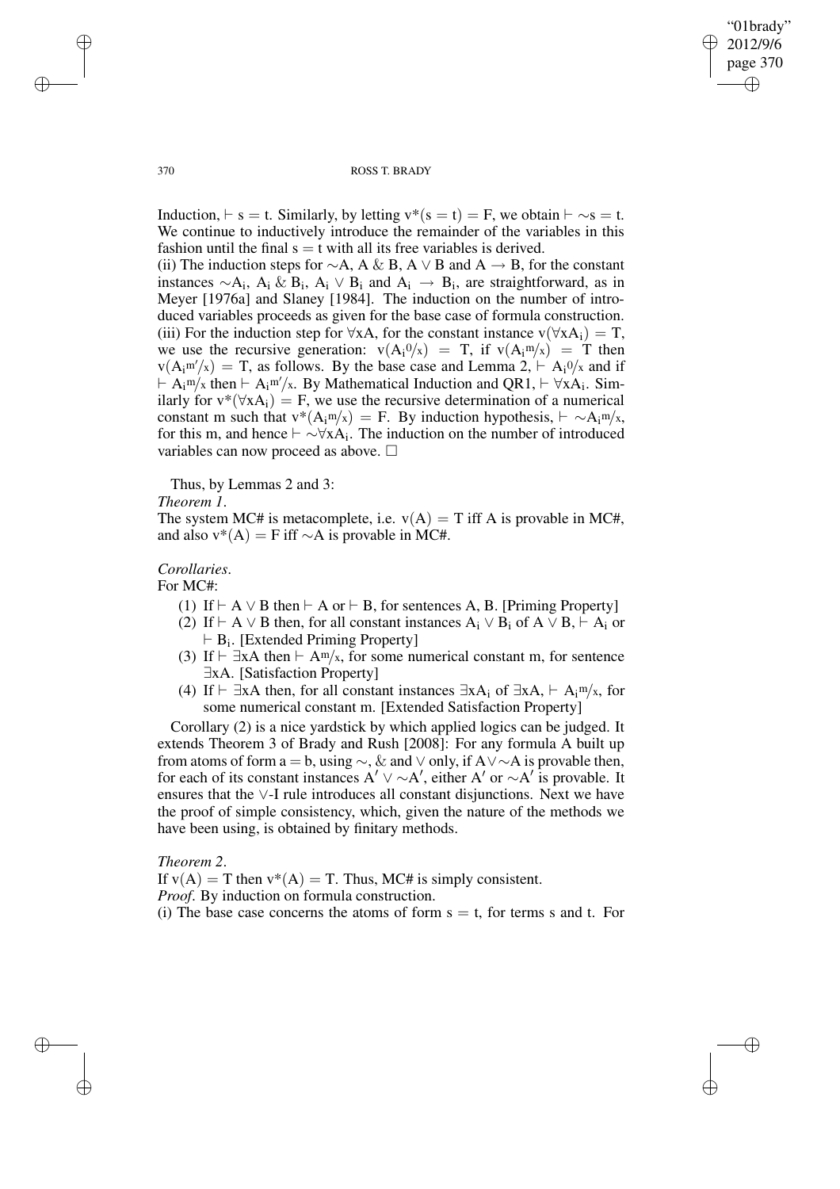Induction, $\vdash s = t$. Similarly, by letting $v^*(s = t) = F$, we obtain $\vdash \sim s = t$. We continue to inductively introduce the remainder of the variables in this fashion until the final $s = t$ with all its free variables is derived.

(ii) The induction steps for $\sim A$, $A \,\&\, B$, $A \vee B$ and $A \rightarrow B$, for the constant instances $\sim A_i$, $A_i \,\&\, B_i$, $A_i \vee B_i$ and $A_i \rightarrow B_i$, are straightforward, as in Meyer [1976a] and Slaney [1984]. The induction on the number of introduced variables proceeds as given for the base case of formula construction.

(iii) For the induction step for $\forall xA$, for the constant instance $v(\forall xA_i) = T$, we use the recursive generation: $v(A_i{}^0/_x) = T$, if $v(A_i{}^m/_x) = T$ then $v(A_i{}^{m'}/_x) = T$, as follows. By the base case and Lemma 2, $\vdash A_i{}^0/_x$ and if $\vdash A_i{}^m/_x$ then $\vdash A_i{}^{m'}/_x$. By Mathematical Induction and QR1, $\vdash \forall xA_i$. Similarly for $v^*(\forall xA_i) = F$, we use the recursive determination of a numerical constant m such that $v^*(A_i{}^m/_x) = F$. By induction hypothesis, $\vdash \sim A_i{}^m/_x$, for this m, and hence $\vdash \sim\forall xA_i$. The induction on the number of introduced variables can now proceed as above. □

Thus, by Lemmas 2 and 3:

*Theorem 1*.

The system MC# is metacomplete, i.e. $v(A) = T$ iff A is provable in MC#, and also $v^*(A) = F$ iff $\sim A$ is provable in MC#.

*Corollaries*.

For MC#:

(1) If $\vdash A \vee B$ then $\vdash A$ or $\vdash B$, for sentences A, B. [Priming Property]

(2) If $\vdash A \vee B$ then, for all constant instances $A_i \vee B_i$ of $A \vee B$, $\vdash A_i$ or $\vdash B_i$. [Extended Priming Property]

(3) If $\vdash \exists xA$ then $\vdash A^m/_x$, for some numerical constant m, for sentence $\exists xA$. [Satisfaction Property]

(4) If $\vdash \exists xA$ then, for all constant instances $\exists xA_i$ of $\exists xA$, $\vdash A_i{}^m/_x$, for some numerical constant m. [Extended Satisfaction Property]

Corollary (2) is a nice yardstick by which applied logics can be judged. It extends Theorem 3 of Brady and Rush [2008]: For any formula A built up from atoms of form $a = b$, using $\sim$, $\&$ and $\vee$ only, if $A \vee \sim A$ is provable then, for each of its constant instances $A' \vee \sim A'$, either $A'$ or $\sim A'$ is provable. It ensures that the $\vee$-I rule introduces all constant disjunctions. Next we have the proof of simple consistency, which, given the nature of the methods we have been using, is obtained by finitary methods.

*Theorem 2*.

If $v(A) = T$ then $v^*(A) = T$. Thus, MC# is simply consistent.

*Proof*. By induction on formula construction.

(i) The base case concerns the atoms of form $s = t$, for terms s and t. For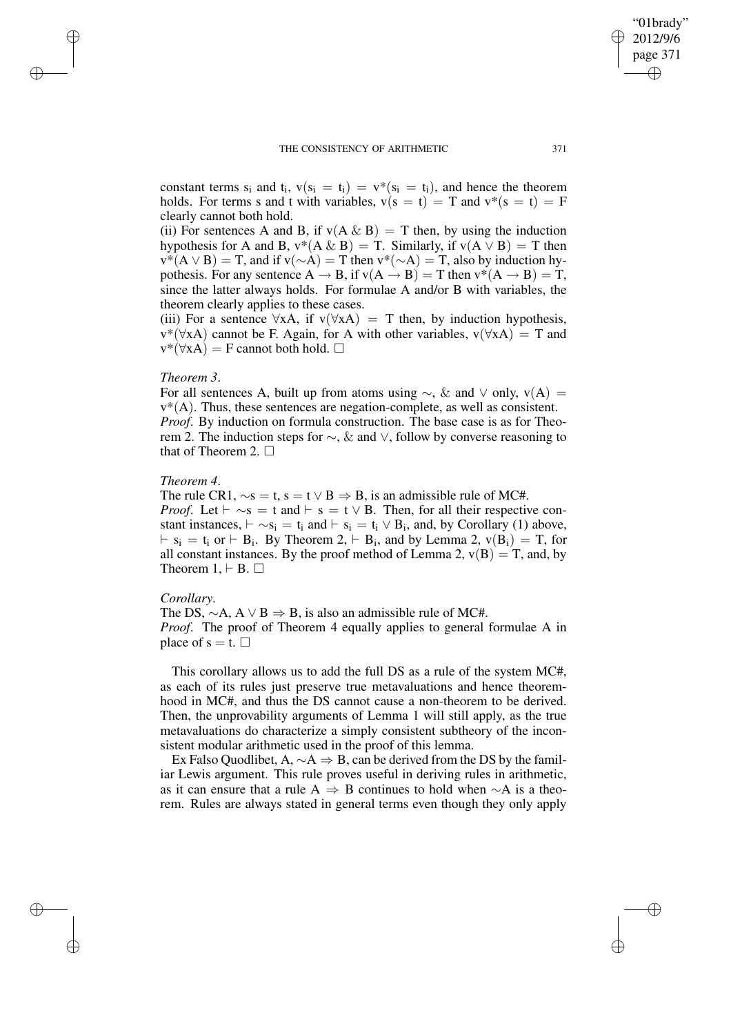constant terms $s_i$ and $t_i$, $v(s_i = t_i) = v^*(s_i = t_i)$, and hence the theorem holds. For terms s and t with variables, $v(s = t) = T$ and $v^*(s = t) = F$ clearly cannot both hold.

(ii) For sentences A and B, if $v(A \mathbin{\&} B) = T$ then, by using the induction hypothesis for A and B, $v^*(A \mathbin{\&} B) = T$. Similarly, if $v(A \vee B) = T$ then $v^*(A \vee B) = T$, and if $v({\sim}A) = T$ then $v^*({\sim}A) = T$, also by induction hypothesis. For any sentence $A \rightarrow B$, if $v(A \rightarrow B) = T$ then $v^*(A \rightarrow B) = T$, since the latter always holds. For formulae A and/or B with variables, the theorem clearly applies to these cases.

(iii) For a sentence $\forall xA$, if $v(\forall xA) = T$ then, by induction hypothesis, $v^*(\forall xA)$ cannot be F. Again, for A with other variables, $v(\forall xA) = T$ and $v^*(\forall xA) = F$ cannot both hold. □

*Theorem 3*.

For all sentences A, built up from atoms using $\sim$, & and $\vee$ only, $v(A) = v^*(A)$. Thus, these sentences are negation-complete, as well as consistent.

*Proof*. By induction on formula construction. The base case is as for Theorem 2. The induction steps for $\sim$, & and $\vee$, follow by converse reasoning to that of Theorem 2. □

*Theorem 4*.

The rule CR1, ${\sim}s = t$, $s = t \vee B \Rightarrow B$, is an admissible rule of MC#.

*Proof*. Let $\vdash {\sim}s = t$ and $\vdash s = t \vee B$. Then, for all their respective constant instances, $\vdash {\sim}s_i = t_i$ and $\vdash s_i = t_i \vee B_i$, and, by Corollary (1) above, $\vdash s_i = t_i$ or $\vdash B_i$. By Theorem 2, $\vdash B_i$, and by Lemma 2, $v(B_i) = T$, for all constant instances. By the proof method of Lemma 2, $v(B) = T$, and, by Theorem 1, $\vdash B$. □

*Corollary*.

The DS, ${\sim}A$, $A \vee B \Rightarrow B$, is also an admissible rule of MC#.

*Proof*. The proof of Theorem 4 equally applies to general formulae A in place of $s = t$. □

This corollary allows us to add the full DS as a rule of the system MC#, as each of its rules just preserve true metavaluations and hence theoremhood in MC#, and thus the DS cannot cause a non-theorem to be derived. Then, the unprovability arguments of Lemma 1 will still apply, as the true metavaluations do characterize a simply consistent subtheory of the inconsistent modular arithmetic used in the proof of this lemma.

Ex Falso Quodlibet, A, ${\sim}A \Rightarrow B$, can be derived from the DS by the familiar Lewis argument. This rule proves useful in deriving rules in arithmetic, as it can ensure that a rule $A \Rightarrow B$ continues to hold when ${\sim}A$ is a theorem. Rules are always stated in general terms even though they only apply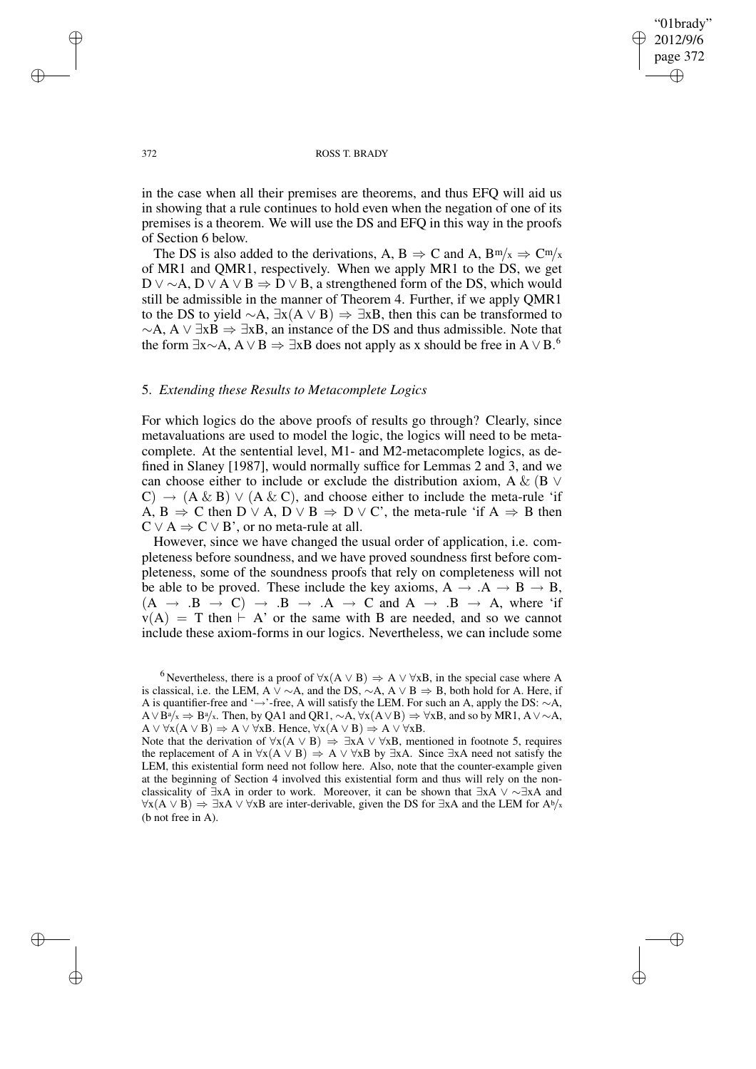in the case when all their premises are theorems, and thus EFQ will aid us in showing that a rule continues to hold even when the negation of one of its premises is a theorem. We will use the DS and EFQ in this way in the proofs of Section 6 below.

The DS is also added to the derivations, $A, B \Rightarrow C$ and $A, B^m/_x \Rightarrow C^m/_x$ of MR1 and QMR1, respectively. When we apply MR1 to the DS, we get $D \vee {\sim}A, D \vee A \vee B \Rightarrow D \vee B$, a strengthened form of the DS, which would still be admissible in the manner of Theorem 4. Further, if we apply QMR1 to the DS to yield ${\sim}A, \exists x(A \vee B) \Rightarrow \exists xB$, then this can be transformed to ${\sim}A, A \vee \exists xB \Rightarrow \exists xB$, an instance of the DS and thus admissible. Note that the form $\exists x{\sim}A, A \vee B \Rightarrow \exists xB$ does not apply as x should be free in $A \vee B$.[6]

## 5. *Extending these Results to Metacomplete Logics*

For which logics do the above proofs of results go through? Clearly, since metavaluations are used to model the logic, the logics will need to be metacomplete. At the sentential level, M1- and M2-metacomplete logics, as defined in Slaney [1987], would normally suffice for Lemmas 2 and 3, and we can choose either to include or exclude the distribution axiom, $A \,\&\, (B \vee C) \rightarrow (A \,\&\, B) \vee (A \,\&\, C)$, and choose either to include the meta-rule 'if $A, B \Rightarrow C$ then $D \vee A, D \vee B \Rightarrow D \vee C$', the meta-rule 'if $A \Rightarrow B$ then $C \vee A \Rightarrow C \vee B$', or no meta-rule at all.

However, since we have changed the usual order of application, i.e. completeness before soundness, and we have proved soundness first before completeness, some of the soundness proofs that rely on completeness will not be able to be proved. These include the key axioms, $A \rightarrow .A \rightarrow B \rightarrow B$, $(A \rightarrow .B \rightarrow C) \rightarrow .B \rightarrow .A \rightarrow C$ and $A \rightarrow .B \rightarrow A$, where 'if $v(A) = T$ then $\vdash A$' or the same with B are needed, and so we cannot include these axiom-forms in our logics. Nevertheless, we can include some

[6] Nevertheless, there is a proof of $\forall x(A \vee B) \Rightarrow A \vee \forall xB$, in the special case where A is classical, i.e. the LEM, $A \vee {\sim}A$, and the DS, ${\sim}A, A \vee B \Rightarrow B$, both hold for A. Here, if A is quantifier-free and '$\rightarrow$'-free, A will satisfy the LEM. For such an A, apply the DS: ${\sim}A$, $A \vee B^a/_x \Rightarrow B^a/_x$. Then, by QA1 and QR1, ${\sim}A, \forall x(A \vee B) \Rightarrow \forall xB$, and so by MR1, $A \vee {\sim}A$, $A \vee \forall x(A \vee B) \Rightarrow A \vee \forall xB$. Hence, $\forall x(A \vee B) \Rightarrow A \vee \forall xB$.

Note that the derivation of $\forall x(A \vee B) \Rightarrow \exists xA \vee \forall xB$, mentioned in footnote 5, requires the replacement of A in $\forall x(A \vee B) \Rightarrow A \vee \forall xB$ by $\exists xA$. Since $\exists xA$ need not satisfy the LEM, this existential form need not follow here. Also, note that the counter-example given at the beginning of Section 4 involved this existential form and thus will rely on the non-classicality of $\exists xA$ in order to work. Moreover, it can be shown that $\exists xA \vee {\sim}\exists xA$ and $\forall x(A \vee B) \Rightarrow \exists xA \vee \forall xB$ are inter-derivable, given the DS for $\exists xA$ and the LEM for $A^b/_x$ (b not free in A).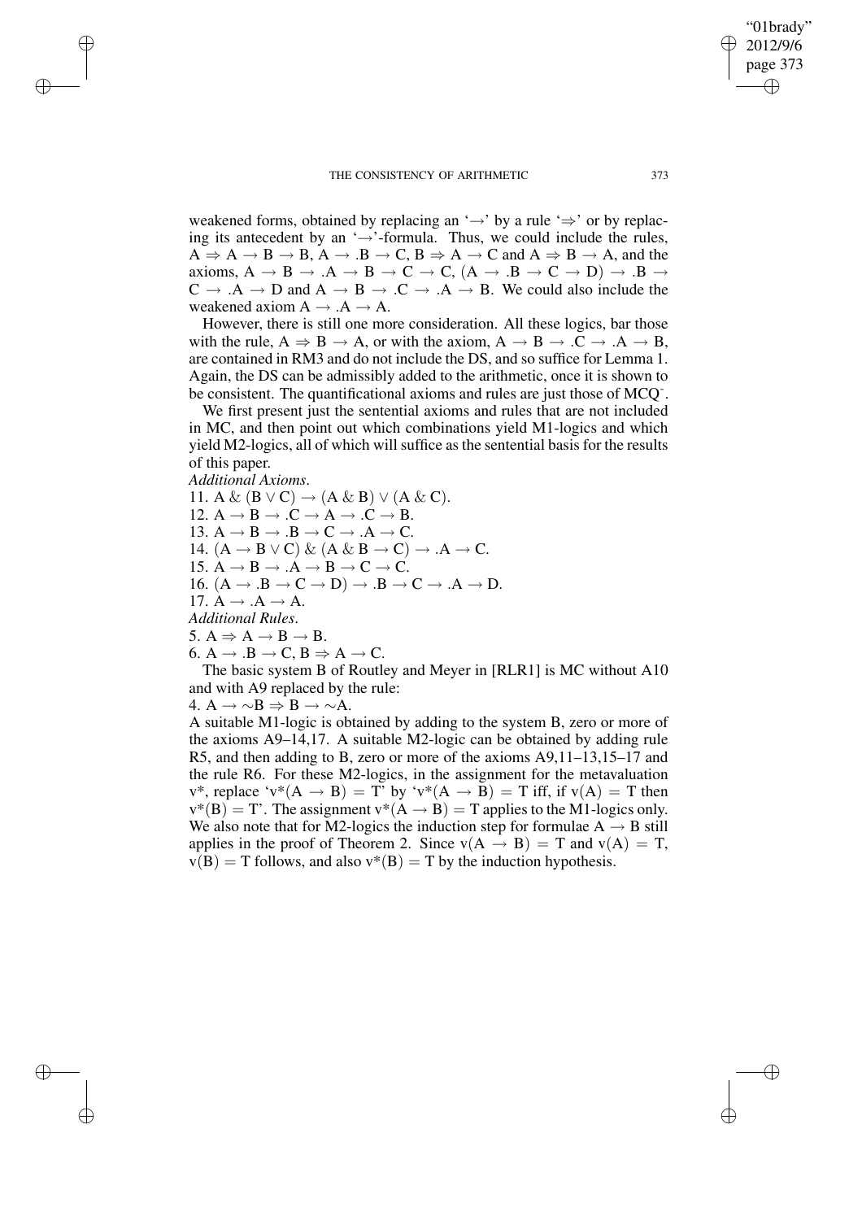weakened forms, obtained by replacing an '$\to$' by a rule '$\Rightarrow$' or by replacing its antecedent by an '$\to$'-formula. Thus, we could include the rules, $A \Rightarrow A \to B \to B$, $A \to .B \to C$, $B \Rightarrow A \to C$ and $A \Rightarrow B \to A$, and the axioms, $A \to B \to .A \to B \to C \to C$, $(A \to .B \to C \to D) \to .B \to C \to .A \to D$ and $A \to B \to .C \to .A \to B$. We could also include the weakened axiom $A \to .A \to A$.

However, there is still one more consideration. All these logics, bar those with the rule, $A \Rightarrow B \to A$, or with the axiom, $A \to B \to .C \to .A \to B$, are contained in RM3 and do not include the DS, and so suffice for Lemma 1. Again, the DS can be admissibly added to the arithmetic, once it is shown to be consistent. The quantificational axioms and rules are just those of MCQ$^{\text{-}}$.

We first present just the sentential axioms and rules that are not included in MC, and then point out which combinations yield M1-logics and which yield M2-logics, all of which will suffice as the sentential basis for the results of this paper.

*Additional Axioms*.

11. $A \& (B \vee C) \to (A \& B) \vee (A \& C)$.
12. $A \to B \to .C \to A \to .C \to B$.
13. $A \to B \to .B \to C \to .A \to C$.
14. $(A \to B \vee C) \& (A \& B \to C) \to .A \to C$.
15. $A \to B \to .A \to B \to C \to C$.
16. $(A \to .B \to C \to D) \to .B \to C \to .A \to D$.
17. $A \to .A \to A$.

*Additional Rules*.

5. $A \Rightarrow A \to B \to B$.
6. $A \to .B \to C, B \Rightarrow A \to C$.

The basic system B of Routley and Meyer in [RLR1] is MC without A10 and with A9 replaced by the rule:

4. $A \to \sim B \Rightarrow B \to \sim A$.

A suitable M1-logic is obtained by adding to the system B, zero or more of the axioms A9–14,17. A suitable M2-logic can be obtained by adding rule R5, and then adding to B, zero or more of the axioms A9,11–13,15–17 and the rule R6. For these M2-logics, in the assignment for the metavaluation v*, replace '$v^*(A \to B) = T$' by '$v^*(A \to B) = T$ iff, if $v(A) = T$ then $v^*(B) = T$'. The assignment $v^*(A \to B) = T$ applies to the M1-logics only. We also note that for M2-logics the induction step for formulae $A \to B$ still applies in the proof of Theorem 2. Since $v(A \to B) = T$ and $v(A) = T$, $v(B) = T$ follows, and also $v^*(B) = T$ by the induction hypothesis.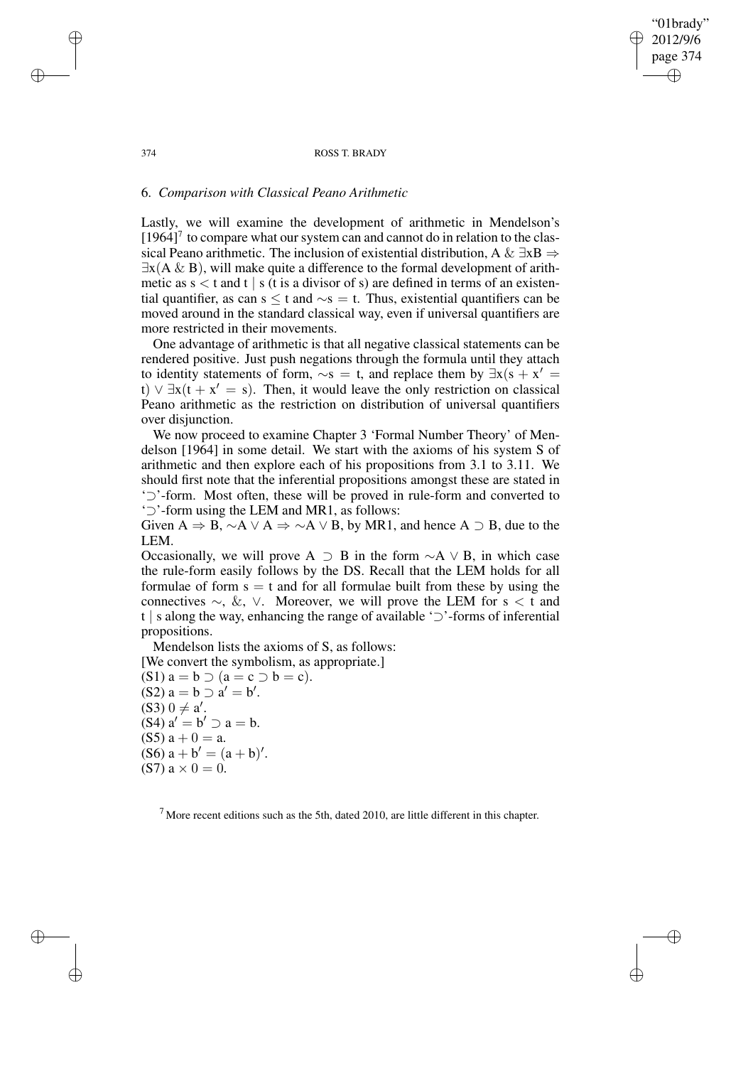## 6. *Comparison with Classical Peano Arithmetic*

Lastly, we will examine the development of arithmetic in Mendelson's [1964][7] to compare what our system can and cannot do in relation to the classical Peano arithmetic. The inclusion of existential distribution, $A \,\&\, \exists xB \Rightarrow \exists x(A \,\&\, B)$, will make quite a difference to the formal development of arithmetic as $s < t$ and $t \mid s$ ($t$ is a divisor of $s$) are defined in terms of an existential quantifier, as can $s \leq t$ and $\sim s = t$. Thus, existential quantifiers can be moved around in the standard classical way, even if universal quantifiers are more restricted in their movements.

One advantage of arithmetic is that all negative classical statements can be rendered positive. Just push negations through the formula until they attach to identity statements of form, $\sim s = t$, and replace them by $\exists x(s + x' = t) \vee \exists x(t + x' = s)$. Then, it would leave the only restriction on classical Peano arithmetic as the restriction on distribution of universal quantifiers over disjunction.

We now proceed to examine Chapter 3 'Formal Number Theory' of Mendelson [1964] in some detail. We start with the axioms of his system S of arithmetic and then explore each of his propositions from 3.1 to 3.11. We should first note that the inferential propositions amongst these are stated in '$\supset$'-form. Most often, these will be proved in rule-form and converted to '$\supset$'-form using the LEM and MR1, as follows:

Given $A \Rightarrow B$, $\sim A \vee A \Rightarrow \sim A \vee B$, by MR1, and hence $A \supset B$, due to the LEM.

Occasionally, we will prove $A \supset B$ in the form $\sim A \vee B$, in which case the rule-form easily follows by the DS. Recall that the LEM holds for all formulae of form $s = t$ and for all formulae built from these by using the connectives $\sim$, $\&$, $\vee$. Moreover, we will prove the LEM for $s < t$ and $t \mid s$ along the way, enhancing the range of available '$\supset$'-forms of inferential propositions.

Mendelson lists the axioms of S, as follows:

[We convert the symbolism, as appropriate.]

(S1) $a = b \supset (a = c \supset b = c)$.

(S2) $a = b \supset a' = b'$.

(S3) $0 \neq a'$.

(S4) $a' = b' \supset a = b$.

(S5) $a + 0 = a$.

(S6) $a + b' = (a + b)'$.

(S7) $a \times 0 = 0$.

[7] More recent editions such as the 5th, dated 2010, are little different in this chapter.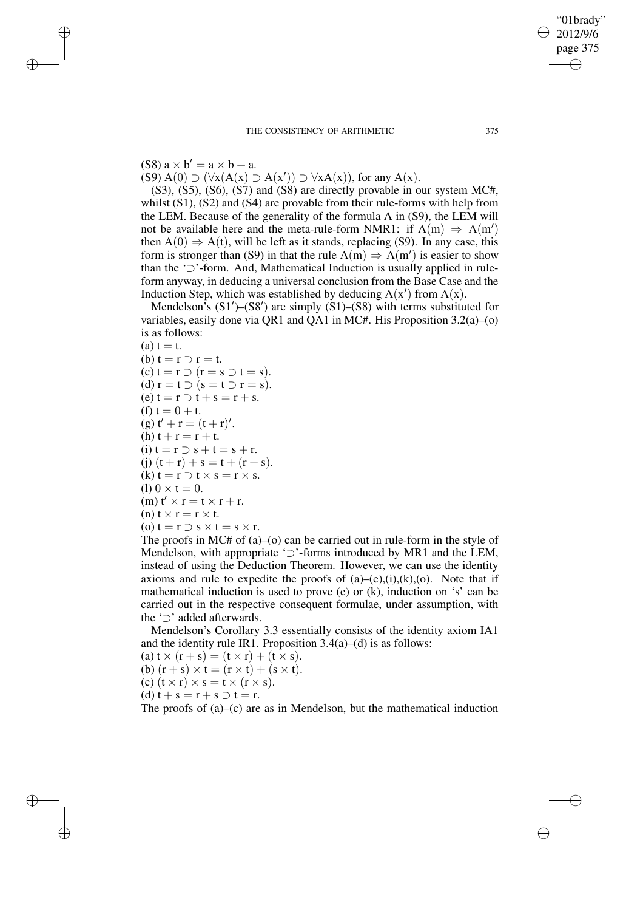(S8) $a \times b' = a \times b + a$.

(S9) $A(0) \supset (\forall x(A(x) \supset A(x')) \supset \forall x A(x))$, for any $A(x)$.

(S3), (S5), (S6), (S7) and (S8) are directly provable in our system MC#, whilst (S1), (S2) and (S4) are provable from their rule-forms with help from the LEM. Because of the generality of the formula A in (S9), the LEM will not be available here and the meta-rule-form NMR1: if $A(m) \Rightarrow A(m')$ then $A(0) \Rightarrow A(t)$, will be left as it stands, replacing (S9). In any case, this form is stronger than (S9) in that the rule $A(m) \Rightarrow A(m')$ is easier to show than the '$\supset$'-form. And, Mathematical Induction is usually applied in rule-form anyway, in deducing a universal conclusion from the Base Case and the Induction Step, which was established by deducing $A(x')$ from $A(x)$.

Mendelson's (S1′)–(S8′) are simply (S1)–(S8) with terms substituted for variables, easily done via QR1 and QA1 in MC#. His Proposition 3.2(a)–(o) is as follows:

(a) $t = t$.
(b) $t = r \supset r = t$.
(c) $t = r \supset (r = s \supset t = s)$.
(d) $r = t \supset (s = t \supset r = s)$.
(e) $t = r \supset t + s = r + s$.
(f) $t = 0 + t$.
(g) $t' + r = (t + r)'$.
(h) $t + r = r + t$.
(i) $t = r \supset s + t = s + r$.
(j) $(t + r) + s = t + (r + s)$.
(k) $t = r \supset t \times s = r \times s$.
(l) $0 \times t = 0$.
(m) $t' \times r = t \times r + r$.
(n) $t \times r = r \times t$.
(o) $t = r \supset s \times t = s \times r$.

The proofs in MC# of (a)–(o) can be carried out in rule-form in the style of Mendelson, with appropriate '$\supset$'-forms introduced by MR1 and the LEM, instead of using the Deduction Theorem. However, we can use the identity axioms and rule to expedite the proofs of (a)–(e),(i),(k),(o). Note that if mathematical induction is used to prove (e) or (k), induction on 's' can be carried out in the respective consequent formulae, under assumption, with the '$\supset$' added afterwards.

Mendelson's Corollary 3.3 essentially consists of the identity axiom IA1 and the identity rule IR1. Proposition 3.4(a)–(d) is as follows:

(a) $t \times (r + s) = (t \times r) + (t \times s)$.
(b) $(r + s) \times t = (r \times t) + (s \times t)$.
(c) $(t \times r) \times s = t \times (r \times s)$.
(d) $t + s = r + s \supset t = r$.

The proofs of (a)–(c) are as in Mendelson, but the mathematical induction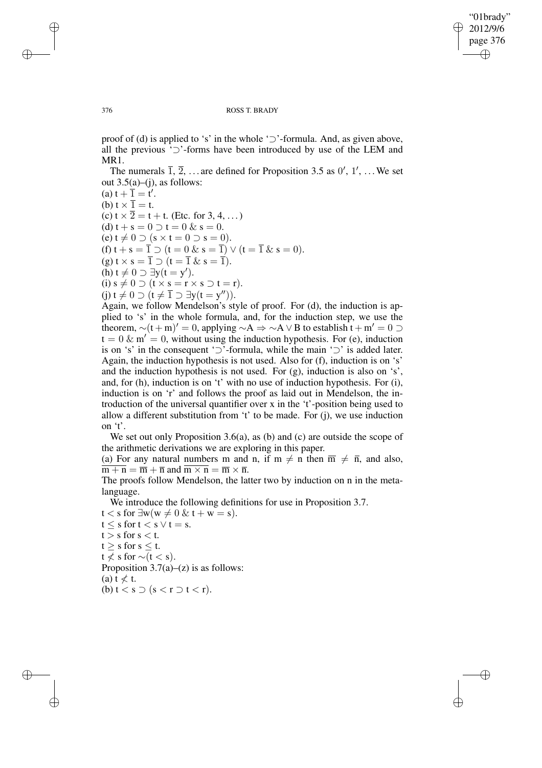proof of (d) is applied to 's' in the whole '$\supset$'-formula. And, as given above, all the previous '$\supset$'-forms have been introduced by use of the LEM and MR1.

The numerals $\overline{1}$, $\overline{2}$, ... are defined for Proposition 3.5 as $0'$, $1'$, ... We set out 3.5(a)–(j), as follows:

(a) $t + \overline{1} = t'$.
(b) $t \times \overline{1} = t$.
(c) $t \times \overline{2} = t + t$. (Etc. for 3, 4, ...)
(d) $t + s = 0 \supset t = 0 \,\&\, s = 0$.
(e) $t \neq 0 \supset (s \times t = 0 \supset s = 0)$.
(f) $t + s = \overline{1} \supset (t = 0 \,\&\, s = \overline{1}) \vee (t = \overline{1} \,\&\, s = 0)$.
(g) $t \times s = \overline{1} \supset (t = \overline{1} \,\&\, s = \overline{1})$.
(h) $t \neq 0 \supset \exists y(t = y')$.
(i) $s \neq 0 \supset (t \times s = r \times s \supset t = r)$.
(j) $t \neq 0 \supset (t \neq \overline{1} \supset \exists y(t = y''))$.

Again, we follow Mendelson's style of proof. For (d), the induction is applied to 's' in the whole formula, and, for the induction step, we use the theorem, $\sim(t + m)' = 0$, applying $\sim A \Rightarrow \sim A \vee B$ to establish $t + m' = 0 \supset t = 0 \,\&\, m' = 0$, without using the induction hypothesis. For (e), induction is on 's' in the consequent '$\supset$'-formula, while the main '$\supset$' is added later. Again, the induction hypothesis is not used. Also for (f), induction is on 's' and the induction hypothesis is not used. For (g), induction is also on 's', and, for (h), induction is on 't' with no use of induction hypothesis. For (i), induction is on 'r' and follows the proof as laid out in Mendelson, the introduction of the universal quantifier over x in the 't'-position being used to allow a different substitution from 't' to be made. For (j), we use induction on 't'.

We set out only Proposition 3.6(a), as (b) and (c) are outside the scope of the arithmetic derivations we are exploring in this paper.

(a) For any natural numbers m and n, if $m \neq n$ then $\overline{m} \neq \overline{n}$, and also, $\overline{m + n} = \overline{m} + \overline{n}$ and $\overline{m \times n} = \overline{m} \times \overline{n}$.

The proofs follow Mendelson, the latter two by induction on n in the metalanguage.

We introduce the following definitions for use in Proposition 3.7.

$t < s$ for $\exists w(w \neq 0 \,\&\, t + w = s)$.
$t \leq s$ for $t < s \vee t = s$.
$t > s$ for $s < t$.
$t \geq s$ for $s \leq t$.
$t \not< s$ for $\sim(t < s)$.

Proposition 3.7(a)–(z) is as follows:

(a) $t \not< t$.
(b) $t < s \supset (s < r \supset t < r)$.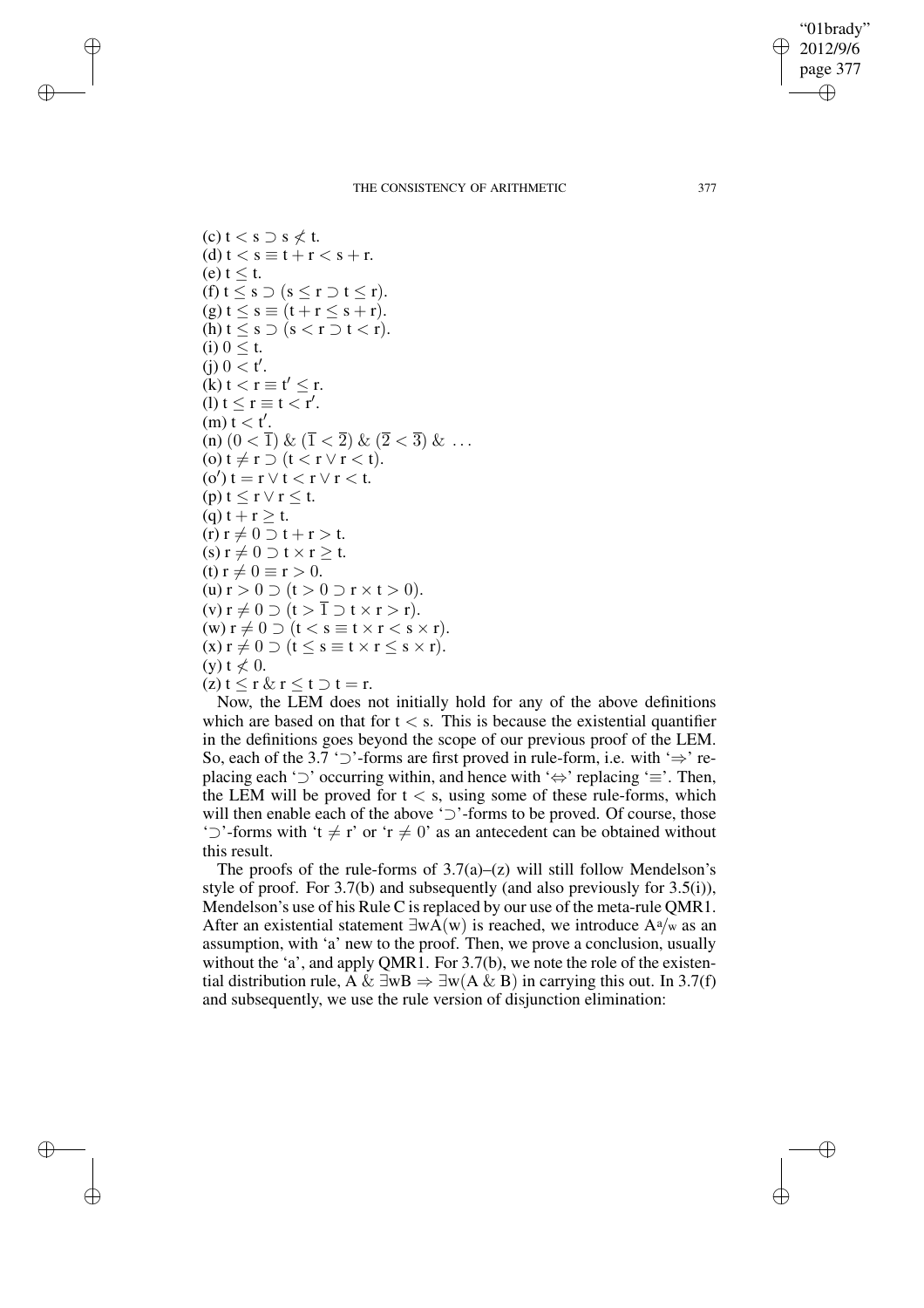(c) $t < s \supset s \not< t$.
(d) $t < s \equiv t + r < s + r$.
(e) $t \leq t$.
(f) $t \leq s \supset (s \leq r \supset t \leq r)$.
(g) $t \leq s \equiv (t + r \leq s + r)$.
(h) $t \leq s \supset (s < r \supset t < r)$.
(i) $0 \leq t$.
(j) $0 < t'$.
(k) $t < r \equiv t' \leq r$.
(l) $t \leq r \equiv t < r'$.
(m) $t < t'$.
(n) $(0 < \overline{1})$ & $(\overline{1} < \overline{2})$ & $(\overline{2} < \overline{3})$ & ...
(o) $t \neq r \supset (t < r \vee r < t)$.
(o′) $t = r \vee t < r \vee r < t$.
(p) $t \leq r \vee r \leq t$.
(q) $t + r \geq t$.
(r) $r \neq 0 \supset t + r > t$.
(s) $r \neq 0 \supset t \times r \geq t$.
(t) $r \neq 0 \equiv r > 0$.
(u) $r > 0 \supset (t > 0 \supset r \times t > 0)$.
(v) $r \neq 0 \supset (t > \overline{1} \supset t \times r > r)$.
(w) $r \neq 0 \supset (t < s \equiv t \times r < s \times r)$.
(x) $r \neq 0 \supset (t \leq s \equiv t \times r \leq s \times r)$.
(y) $t \not< 0$.
(z) $t \leq r$ & $r \leq t \supset t = r$.

Now, the LEM does not initially hold for any of the above definitions which are based on that for $t < s$. This is because the existential quantifier in the definitions goes beyond the scope of our previous proof of the LEM. So, each of the 3.7 '$\supset$'-forms are first proved in rule-form, i.e. with '$\Rightarrow$' replacing each '$\supset$' occurring within, and hence with '$\Leftrightarrow$' replacing '$\equiv$'. Then, the LEM will be proved for $t < s$, using some of these rule-forms, which will then enable each of the above '$\supset$'-forms to be proved. Of course, those '$\supset$'-forms with '$t \neq r$' or '$r \neq 0$' as an antecedent can be obtained without this result.

The proofs of the rule-forms of 3.7(a)–(z) will still follow Mendelson's style of proof. For 3.7(b) and subsequently (and also previously for 3.5(i)), Mendelson's use of his Rule C is replaced by our use of the meta-rule QMR1. After an existential statement $\exists wA(w)$ is reached, we introduce $A^a\!/\!_w$ as an assumption, with 'a' new to the proof. Then, we prove a conclusion, usually without the 'a', and apply QMR1. For 3.7(b), we note the role of the existential distribution rule, $A$ & $\exists wB \Rightarrow \exists w(A$ & $B)$ in carrying this out. In 3.7(f) and subsequently, we use the rule version of disjunction elimination: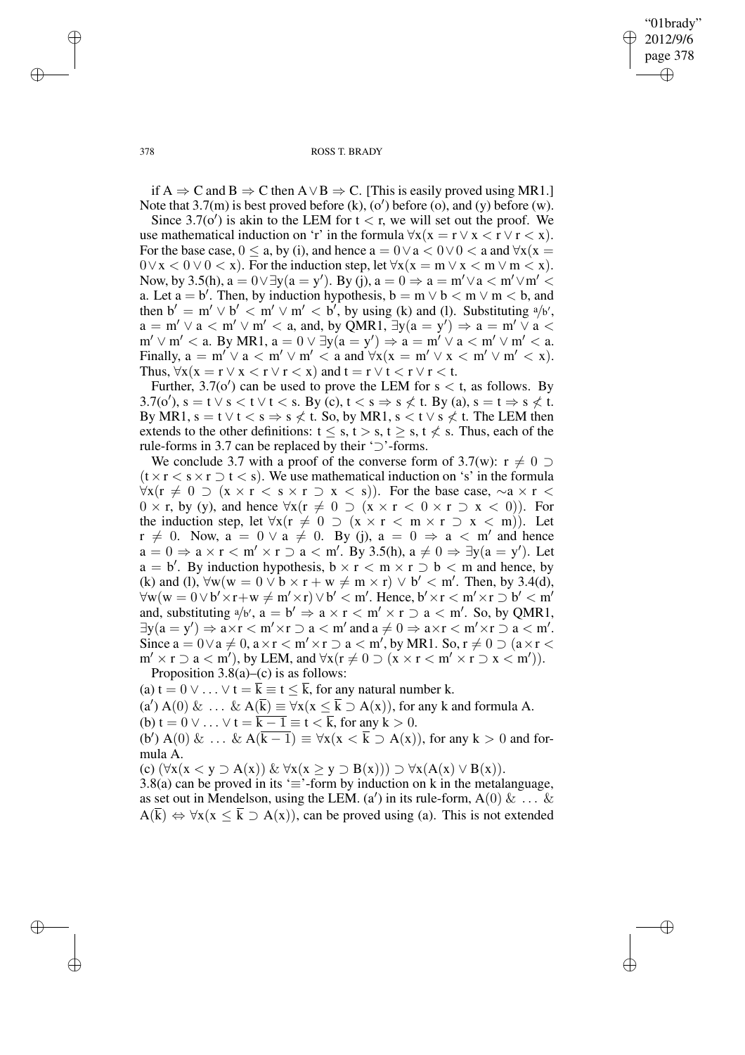if $A \Rightarrow C$ and $B \Rightarrow C$ then $A \vee B \Rightarrow C$. [This is easily proved using MR1.] Note that 3.7(m) is best proved before (k), (o′) before (o), and (y) before (w).

Since 3.7(o′) is akin to the LEM for $t < r$, we will set out the proof. We use mathematical induction on 'r' in the formula $\forall x(x = r \vee x < r \vee r < x)$. For the base case, $0 \leq a$, by (i), and hence $a = 0 \vee a < 0 \vee 0 < a$ and $\forall x(x = 0 \vee x < 0 \vee 0 < x)$. For the induction step, let $\forall x(x = m \vee x < m \vee m < x)$. Now, by 3.5(h), $a = 0 \vee \exists y(a = y')$. By (j), $a = 0 \Rightarrow a = m' \vee a < m' \vee m' < a$. Let $a = b'$. Then, by induction hypothesis, $b = m \vee b < m \vee m < b$, and then $b' = m' \vee b' < m' \vee m' < b'$, by using (k) and (l). Substituting $a/b'$, $a = m' \vee a < m' \vee m' < a$, and, by QMR1, $\exists y(a = y') \Rightarrow a = m' \vee a < m' \vee m' < a$. By MR1, $a = 0 \vee \exists y(a = y') \Rightarrow a = m' \vee a < m' \vee m' < a$. Finally, $a = m' \vee a < m' \vee m' < a$ and $\forall x(x = m' \vee x < m' \vee m' < x)$. Thus, $\forall x(x = r \vee x < r \vee r < x)$ and $t = r \vee t < r \vee r < t$.

Further, 3.7(o′) can be used to prove the LEM for $s < t$, as follows. By 3.7(o′), $s = t \vee s < t \vee t < s$. By (c), $t < s \Rightarrow s \not< t$. By (a), $s = t \Rightarrow s \not< t$. By MR1, $s = t \vee t < s \Rightarrow s \not< t$. So, by MR1, $s < t \vee s \not< t$. The LEM then extends to the other definitions: $t \leq s$, $t > s$, $t \geq s$, $t \not< s$. Thus, each of the rule-forms in 3.7 can be replaced by their '$\supset$'-forms.

We conclude 3.7 with a proof of the converse form of 3.7(w): $r \neq 0 \supset (t \times r < s \times r \supset t < s)$. We use mathematical induction on 's' in the formula $\forall x(r \neq 0 \supset (x \times r < s \times r \supset x < s))$. For the base case, $\sim a \times r < 0 \times r$, by (y), and hence $\forall x(r \neq 0 \supset (x \times r < 0 \times r \supset x < 0))$. For the induction step, let $\forall x(r \neq 0 \supset (x \times r < m \times r \supset x < m))$. Let $r \neq 0$. Now, $a = 0 \vee a \neq 0$. By (j), $a = 0 \Rightarrow a < m'$ and hence $a = 0 \Rightarrow a \times r < m' \times r \supset a < m'$. By 3.5(h), $a \neq 0 \Rightarrow \exists y(a = y')$. Let $a = b'$. By induction hypothesis, $b \times r < m \times r \supset b < m$ and hence, by (k) and (l), $\forall w(w = 0 \vee b \times r + w \neq m \times r) \vee b' < m'$. Then, by 3.4(d), $\forall w(w = 0 \vee b' \times r + w \neq m' \times r) \vee b' < m'$. Hence, $b' \times r < m' \times r \supset b' < m'$ and, substituting $a/b'$, $a = b' \Rightarrow a \times r < m' \times r \supset a < m'$. So, by QMR1, $\exists y(a = y') \Rightarrow a \times r < m' \times r \supset a < m'$ and $a \neq 0 \Rightarrow a \times r < m' \times r \supset a < m'$. Since $a = 0 \vee a \neq 0$, $a \times r < m' \times r \supset a < m'$, by MR1. So, $r \neq 0 \supset (a \times r < m' \times r \supset a < m')$, by LEM, and $\forall x(r \neq 0 \supset (x \times r < m' \times r \supset x < m'))$.

Proposition 3.8(a)–(c) is as follows:

(a) $t = 0 \vee \ldots \vee t = \overline{k} \equiv t \leq \overline{k}$, for any natural number k.

(a′) $A(0)\ \&\ \ldots\ \&\ A(\overline{k}) \equiv \forall x(x \leq \overline{k} \supset A(x))$, for any k and formula A.

(b) $t = 0 \vee \ldots \vee t = \overline{k-1} \equiv t < \overline{k}$, for any $k > 0$.

(b′) $A(0)\ \&\ \ldots\ \&\ A(\overline{k-1}) \equiv \forall x(x < \overline{k} \supset A(x))$, for any $k > 0$ and formula A.

(c) $(\forall x(x < y \supset A(x))\ \&\ \forall x(x \geq y \supset B(x))) \supset \forall x(A(x) \vee B(x))$.

3.8(a) can be proved in its '$\equiv$'-form by induction on k in the metalanguage, as set out in Mendelson, using the LEM. (a′) in its rule-form, $A(0)\ \&\ \ldots\ \&\ A(\overline{k}) \Leftrightarrow \forall x(x \leq \overline{k} \supset A(x))$, can be proved using (a). This is not extended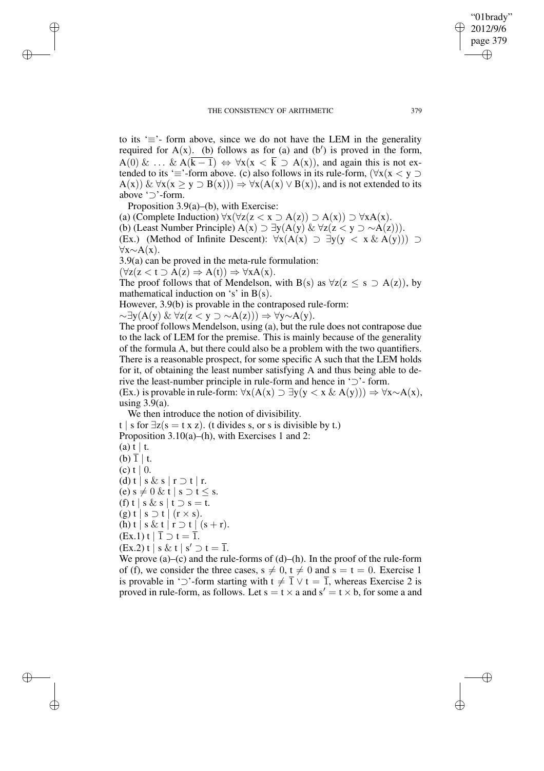to its '$\equiv$'- form above, since we do not have the LEM in the generality required for $A(x)$. (b) follows as for (a) and (b$'$) is proved in the form, $A(0)\ \&\ \ldots\ \&\ A(\overline{k-1}) \Leftrightarrow \forall x(x < \overline{k} \supset A(x))$, and again this is not extended to its '$\equiv$'-form above. (c) also follows in its rule-form, $(\forall x(x < y \supset A(x))\ \&\ \forall x(x \geq y \supset B(x))) \Rightarrow \forall x(A(x) \vee B(x))$, and is not extended to its above '$\supset$'-form.

Proposition 3.9(a)–(b), with Exercise:

(a) (Complete Induction) $\forall x(\forall z(z < x \supset A(z)) \supset A(x)) \supset \forall x A(x)$.

(b) (Least Number Principle) $A(x) \supset \exists y(A(y)\ \&\ \forall z(z < y \supset \sim A(z)))$.

(Ex.) (Method of Infinite Descent): $\forall x(A(x) \supset \exists y(y < x\ \&\ A(y))) \supset \forall x \sim A(x)$.

3.9(a) can be proved in the meta-rule formulation:

$(\forall z(z < t \supset A(z) \Rightarrow A(t)) \Rightarrow \forall x A(x)$.

The proof follows that of Mendelson, with $B(s)$ as $\forall z(z \leq s \supset A(z))$, by mathematical induction on 's' in $B(s)$.

However, 3.9(b) is provable in the contraposed rule-form:

$\sim\exists y(A(y)\ \&\ \forall z(z < y \supset \sim A(z))) \Rightarrow \forall y \sim A(y)$.

The proof follows Mendelson, using (a), but the rule does not contrapose due to the lack of LEM for the premise. This is mainly because of the generality of the formula A, but there could also be a problem with the two quantifiers. There is a reasonable prospect, for some specific A such that the LEM holds for it, of obtaining the least number satisfying A and thus being able to derive the least-number principle in rule-form and hence in '$\supset$'- form.

(Ex.) is provable in rule-form: $\forall x(A(x) \supset \exists y(y < x\ \&\ A(y))) \Rightarrow \forall x \sim A(x)$, using 3.9(a).

We then introduce the notion of divisibility.

$t \mid s$ for $\exists z(s = t\, x\, z)$. (t divides s, or s is divisible by t.)

Proposition 3.10(a)–(h), with Exercises 1 and 2:

(a) $t \mid t$.

(b) $\overline{1} \mid t$.

(c) $t \mid 0$.

(d) $t \mid s\ \&\ s \mid r \supset t \mid r$.

(e) $s \neq 0\ \&\ t \mid s \supset t \leq s$.

(f) $t \mid s\ \&\ s \mid t \supset s = t$.

(g) $t \mid s \supset t \mid (r \times s)$.

(h) $t \mid s\ \&\ t \mid r \supset t \mid (s + r)$.

(Ex.1) $t \mid \overline{1} \supset t = \overline{1}$.

(Ex.2) $t \mid s\ \&\ t \mid s' \supset t = \overline{1}$.

We prove (a)–(c) and the rule-forms of (d)–(h). In the proof of the rule-form of (f), we consider the three cases, $s \neq 0$, $t \neq 0$ and $s = t = 0$. Exercise 1 is provable in '$\supset$'-form starting with $t \neq \overline{1} \vee t = \overline{1}$, whereas Exercise 2 is proved in rule-form, as follows. Let $s = t \times a$ and $s' = t \times b$, for some a and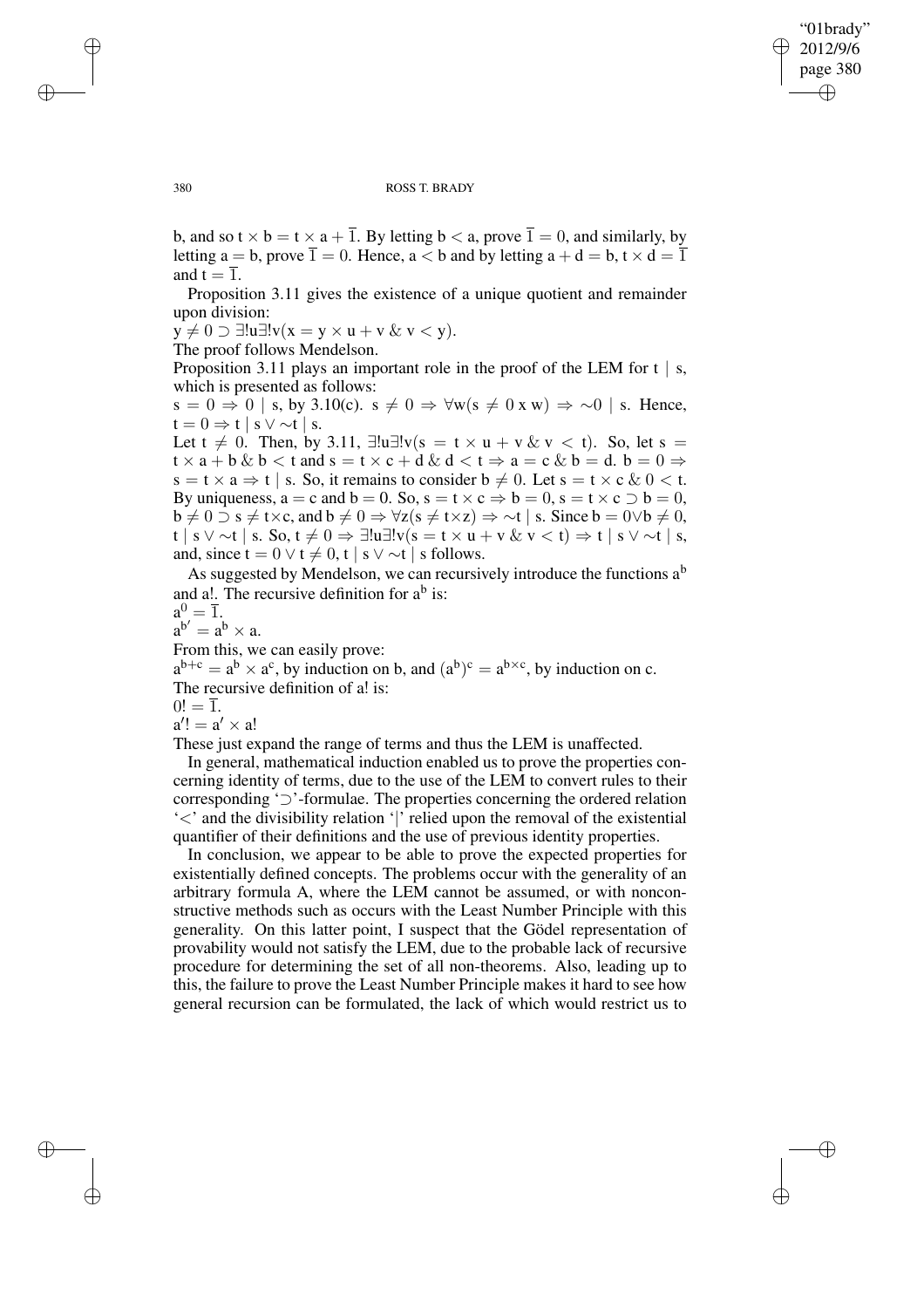b, and so $t \times b = t \times a + \overline{1}$. By letting $b < a$, prove $\overline{1} = 0$, and similarly, by letting $a = b$, prove $\overline{1} = 0$. Hence, $a < b$ and by letting $a + d = b$, $t \times d = \overline{1}$ and $t = \overline{1}$.

Proposition 3.11 gives the existence of a unique quotient and remainder upon division:

$y \neq 0 \supset \exists!u\exists!v(x = y \times u + v \;\&\; v < y)$.

The proof follows Mendelson.

Proposition 3.11 plays an important role in the proof of the LEM for $t \mid s$, which is presented as follows:

$s = 0 \Rightarrow 0 \mid s$, by 3.10(c). $s \neq 0 \Rightarrow \forall w(s \neq 0 \times w) \Rightarrow \sim 0 \mid s$. Hence, $t = 0 \Rightarrow t \mid s \vee \sim t \mid s$.

Let $t \neq 0$. Then, by 3.11, $\exists!u\exists!v(s = t \times u + v \;\&\; v < t)$. So, let $s = t \times a + b \;\&\; b < t$ and $s = t \times c + d \;\&\; d < t \Rightarrow a = c \;\&\; b = d$. $b = 0 \Rightarrow s = t \times a \Rightarrow t \mid s$. So, it remains to consider $b \neq 0$. Let $s = t \times c \;\&\; 0 < t$. By uniqueness, $a = c$ and $b = 0$. So, $s = t \times c \Rightarrow b = 0$, $s = t \times c \supset b = 0$, $b \neq 0 \supset s \neq t \times c$, and $b \neq 0 \Rightarrow \forall z(s \neq t \times z) \Rightarrow \sim t \mid s$. Since $b = 0 \vee b \neq 0$, $t \mid s \vee \sim t \mid s$. So, $t \neq 0 \Rightarrow \exists!u\exists!v(s = t \times u + v < t) \Rightarrow t \mid s \vee \sim t \mid s$, and, since $t = 0 \vee t \neq 0$, $t \mid s \vee \sim t \mid s$ follows.

As suggested by Mendelson, we can recursively introduce the functions $a^b$ and $a!$. The recursive definition for $a^b$ is:

$a^0 = \overline{1}$.

$a^{b'} = a^b \times a$.

From this, we can easily prove:

$a^{b+c} = a^b \times a^c$, by induction on b, and $(a^b)^c = a^{b \times c}$, by induction on c.

The recursive definition of $a!$ is:

$0! = \overline{1}$.

$a'! = a' \times a!$

These just expand the range of terms and thus the LEM is unaffected.

In general, mathematical induction enabled us to prove the properties concerning identity of terms, due to the use of the LEM to convert rules to their corresponding '$\supset$'-formulae. The properties concerning the ordered relation '$<$' and the divisibility relation '$\mid$' relied upon the removal of the existential quantifier of their definitions and the use of previous identity properties.

In conclusion, we appear to be able to prove the expected properties for existentially defined concepts. The problems occur with the generality of an arbitrary formula A, where the LEM cannot be assumed, or with nonconstructive methods such as occurs with the Least Number Principle with this generality. On this latter point, I suspect that the Gödel representation of provability would not satisfy the LEM, due to the probable lack of recursive procedure for determining the set of all non-theorems. Also, leading up to this, the failure to prove the Least Number Principle makes it hard to see how general recursion can be formulated, the lack of which would restrict us to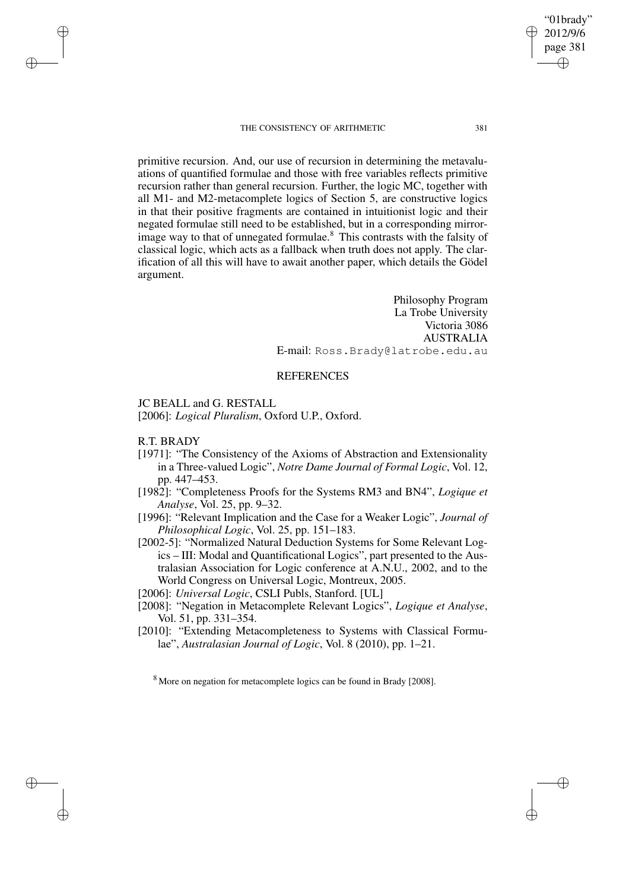primitive recursion. And, our use of recursion in determining the metavaluations of quantified formulae and those with free variables reflects primitive recursion rather than general recursion. Further, the logic MC, together with all M1- and M2-metacomplete logics of Section 5, are constructive logics in that their positive fragments are contained in intuitionist logic and their negated formulae still need to be established, but in a corresponding mirror-image way to that of unnegated formulae.[8] This contrasts with the falsity of classical logic, which acts as a fallback when truth does not apply. The clarification of all this will have to await another paper, which details the Gödel argument.

Philosophy Program
La Trobe University
Victoria 3086
AUSTRALIA
E-mail: Ross.Brady@latrobe.edu.au

## REFERENCES

JC BEALL and G. RESTALL

[2006]: *Logical Pluralism*, Oxford U.P., Oxford.

R.T. BRADY

[1971]: "The Consistency of the Axioms of Abstraction and Extensionality in a Three-valued Logic", *Notre Dame Journal of Formal Logic*, Vol. 12, pp. 447–453.

[1982]: "Completeness Proofs for the Systems RM3 and BN4", *Logique et Analyse*, Vol. 25, pp. 9–32.

[1996]: "Relevant Implication and the Case for a Weaker Logic", *Journal of Philosophical Logic*, Vol. 25, pp. 151–183.

[2002-5]: "Normalized Natural Deduction Systems for Some Relevant Logics – III: Modal and Quantificational Logics", part presented to the Australasian Association for Logic conference at A.N.U., 2002, and to the World Congress on Universal Logic, Montreux, 2005.

[2006]: *Universal Logic*, CSLI Publs, Stanford. [UL]

[2008]: "Negation in Metacomplete Relevant Logics", *Logique et Analyse*, Vol. 51, pp. 331–354.

[2010]: "Extending Metacompleteness to Systems with Classical Formulae", *Australasian Journal of Logic*, Vol. 8 (2010), pp. 1–21.

[8] More on negation for metacomplete logics can be found in Brady [2008].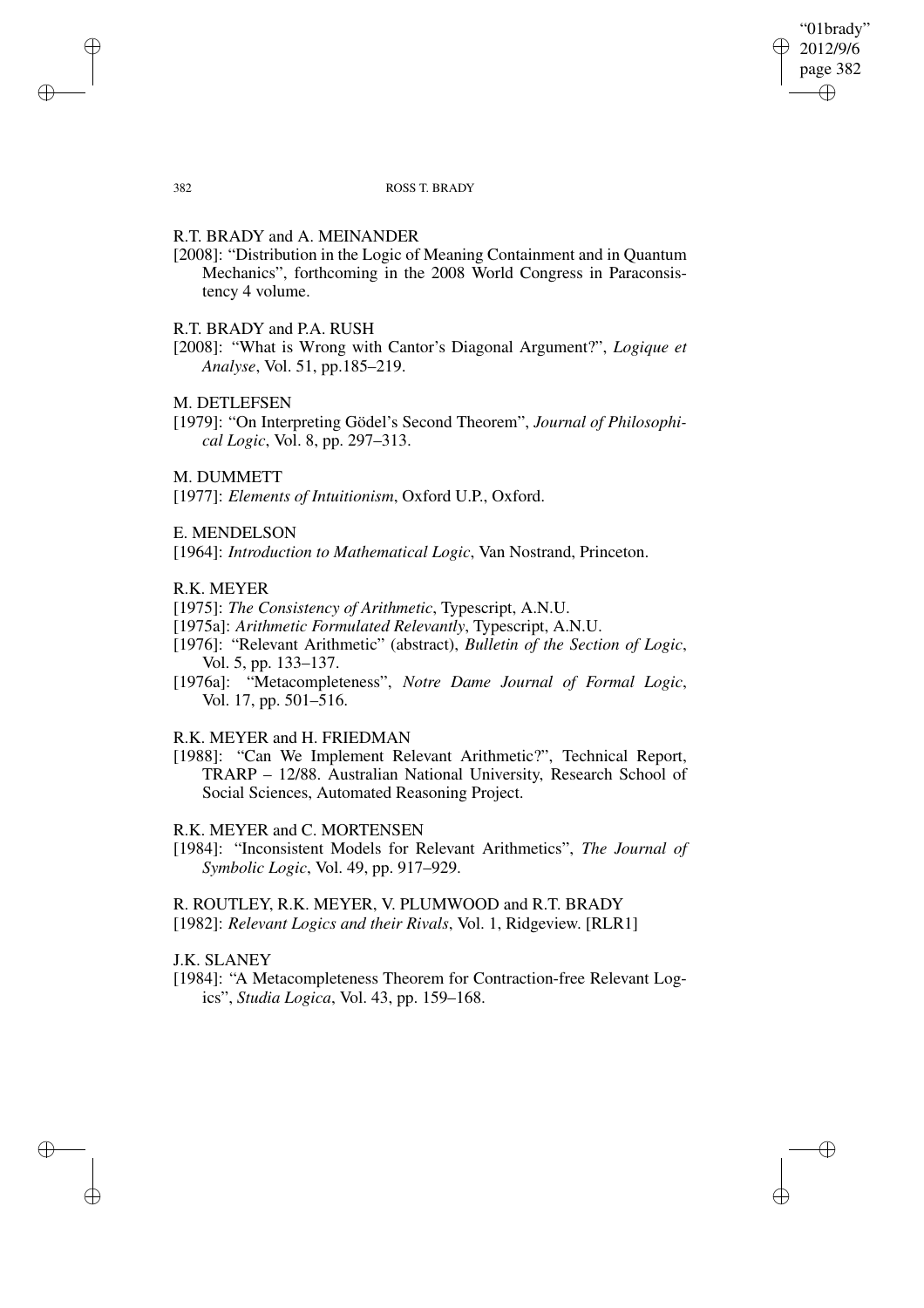R.T. BRADY and A. MEINANDER

[2008]: "Distribution in the Logic of Meaning Containment and in Quantum Mechanics", forthcoming in the 2008 World Congress in Paraconsistency 4 volume.

R.T. BRADY and P.A. RUSH

[2008]: "What is Wrong with Cantor's Diagonal Argument?", *Logique et Analyse*, Vol. 51, pp.185–219.

M. DETLEFSEN

[1979]: "On Interpreting Gödel's Second Theorem", *Journal of Philosophical Logic*, Vol. 8, pp. 297–313.

M. DUMMETT

[1977]: *Elements of Intuitionism*, Oxford U.P., Oxford.

E. MENDELSON

[1964]: *Introduction to Mathematical Logic*, Van Nostrand, Princeton.

R.K. MEYER

[1975]: *The Consistency of Arithmetic*, Typescript, A.N.U.

[1975a]: *Arithmetic Formulated Relevantly*, Typescript, A.N.U.

[1976]: "Relevant Arithmetic" (abstract), *Bulletin of the Section of Logic*, Vol. 5, pp. 133–137.

[1976a]: "Metacompleteness", *Notre Dame Journal of Formal Logic*, Vol. 17, pp. 501–516.

R.K. MEYER and H. FRIEDMAN

[1988]: "Can We Implement Relevant Arithmetic?", Technical Report, TRARP – 12/88. Australian National University, Research School of Social Sciences, Automated Reasoning Project.

R.K. MEYER and C. MORTENSEN

[1984]: "Inconsistent Models for Relevant Arithmetics", *The Journal of Symbolic Logic*, Vol. 49, pp. 917–929.

R. ROUTLEY, R.K. MEYER, V. PLUMWOOD and R.T. BRADY

[1982]: *Relevant Logics and their Rivals*, Vol. 1, Ridgeview. [RLR1]

J.K. SLANEY

[1984]: "A Metacompleteness Theorem for Contraction-free Relevant Logics", *Studia Logica*, Vol. 43, pp. 159–168.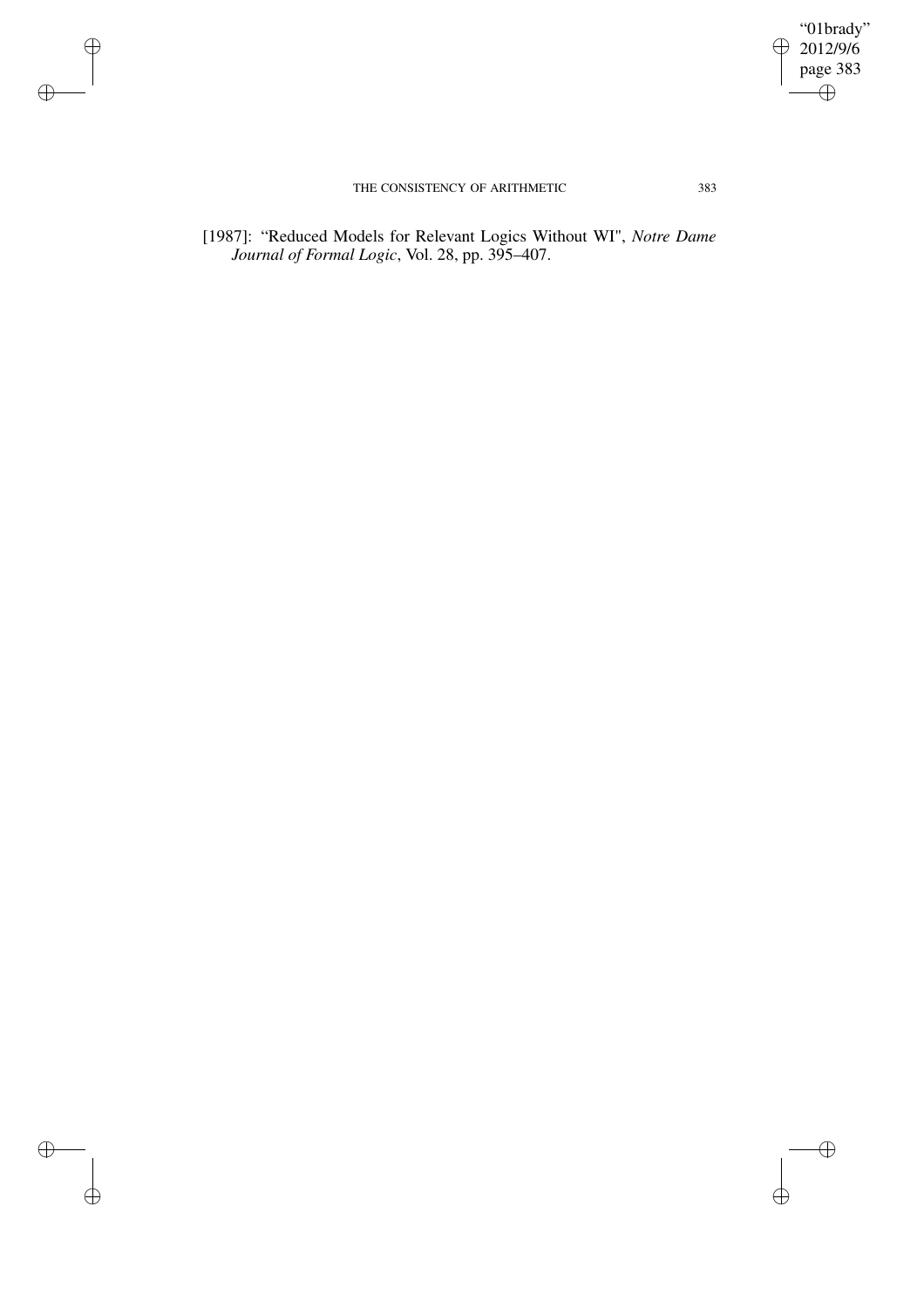[1987]: "Reduced Models for Relevant Logics Without WI", *Notre Dame Journal of Formal Logic*, Vol. 28, pp. 395–407.